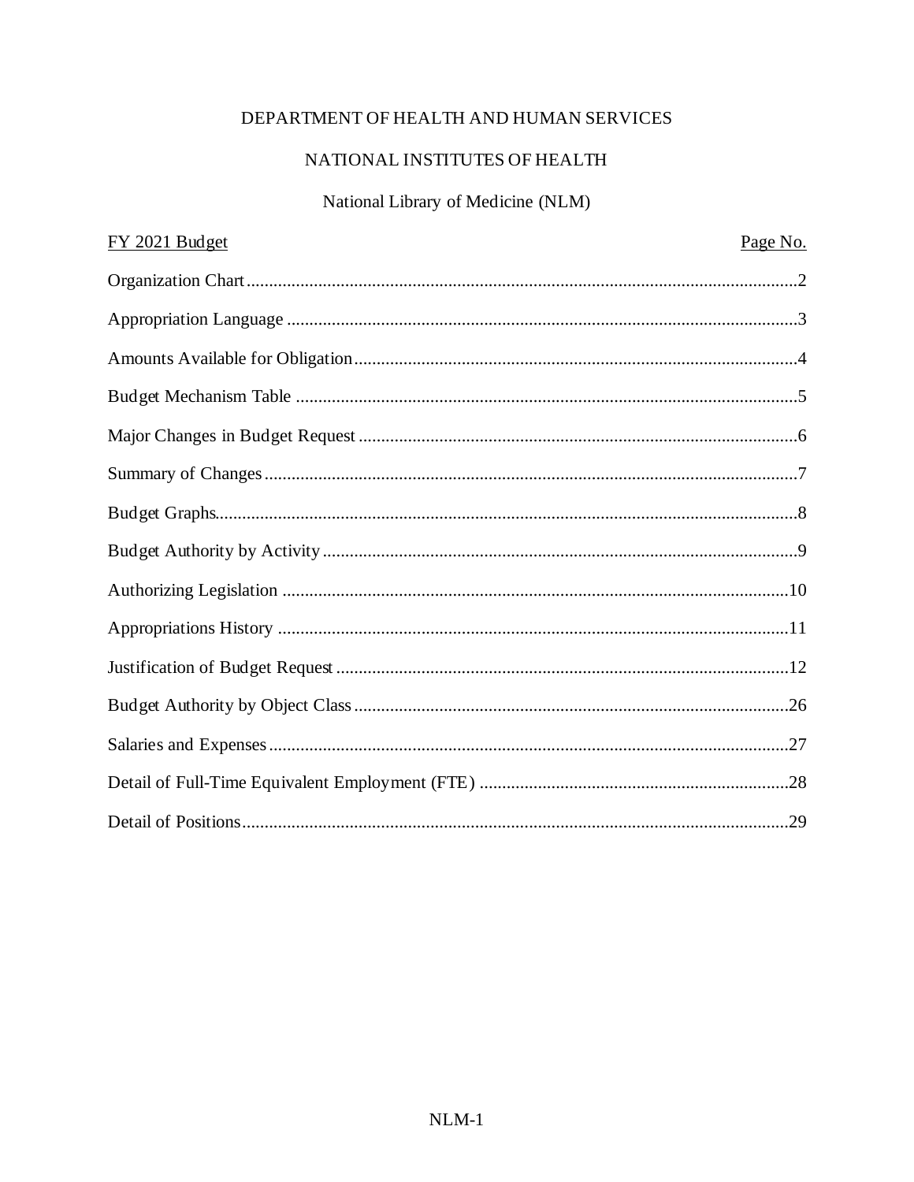# DEPARTMENT OF HEALTH AND HUMAN SERVICES

## NATIONAL INSTITUTES OF HEALTH

## National Library of Medicine (NLM)

| FY 2021 Budget | Page No. |
|---|---|
| Organization Chart | 2 |
| Appropriation Language | 3 |
| Amounts Available for Obligation | 4 |
| Budget Mechanism Table | 5 |
| Major Changes in Budget Request | 6 |
| Summary of Changes | 7 |
| Budget Graphs | 8 |
| Budget Authority by Activity | 9 |
| Authorizing Legislation | 10 |
| Appropriations History | 11 |
| Justification of Budget Request | 12 |
| Budget Authority by Object Class | 26 |
| Salaries and Expenses | 27 |
| Detail of Full-Time Equivalent Employment (FTE) | 28 |
| Detail of Positions | 29 |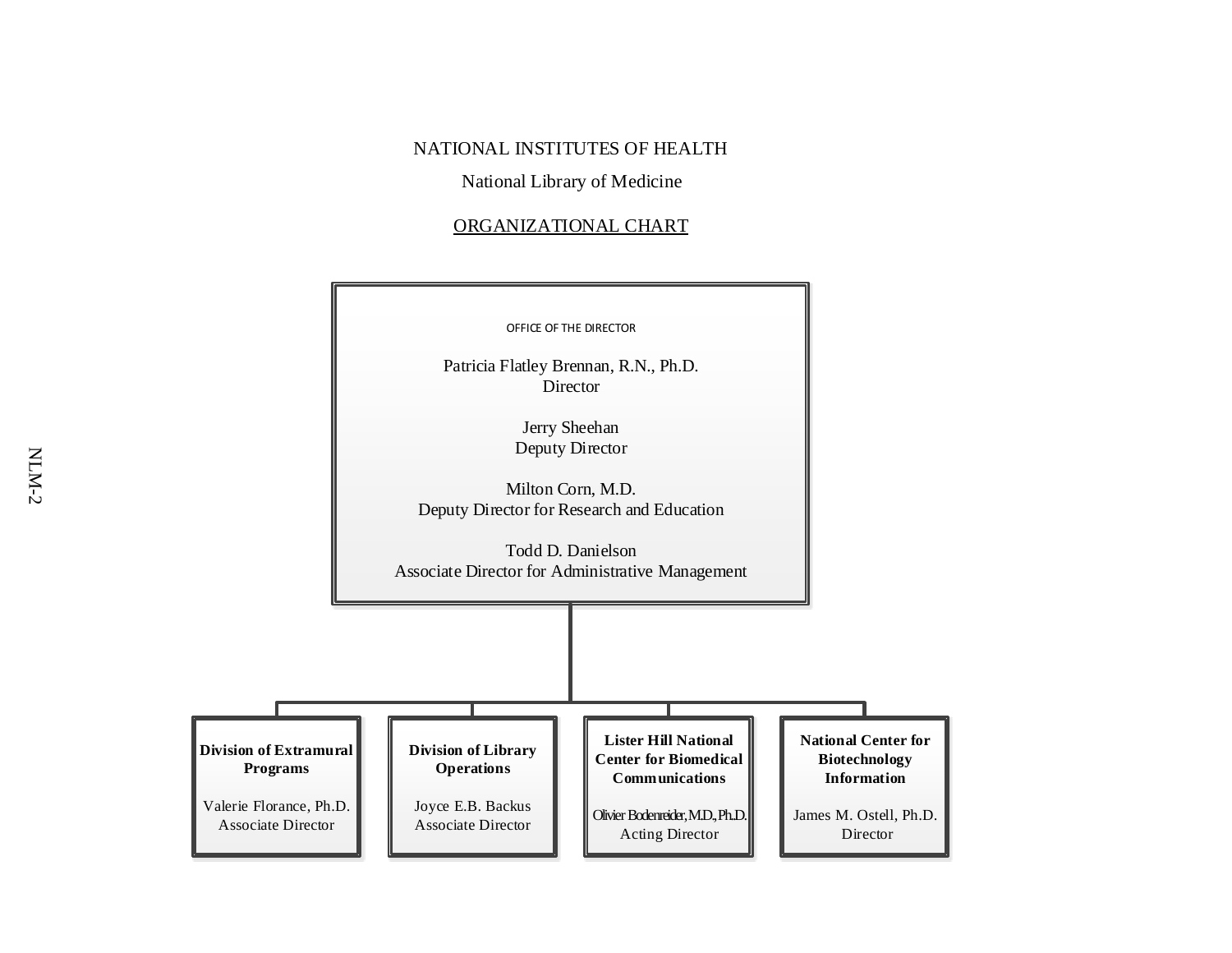NATIONAL INSTITUTES OF HEALTH

National Library of Medicine

ORGANIZATIONAL CHART

**OFFICE OF THE DIRECTOR**

Patricia Flatley Brennan, R.N., Ph.D.
Director

Jerry Sheehan
Deputy Director

Milton Corn, M.D.
Deputy Director for Research and Education

Todd D. Danielson
Associate Director for Administrative Management

**Division of Extramural Programs**

Valerie Florance, Ph.D.
Associate Director

**Division of Library Operations**

Joyce E.B. Backus
Associate Director

**Lister Hill National Center for Biomedical Communications**

Olivier Bodenreider, M.D., Ph.D.
Acting Director

**National Center for Biotechnology Information**

James M. Ostell, Ph.D.
Director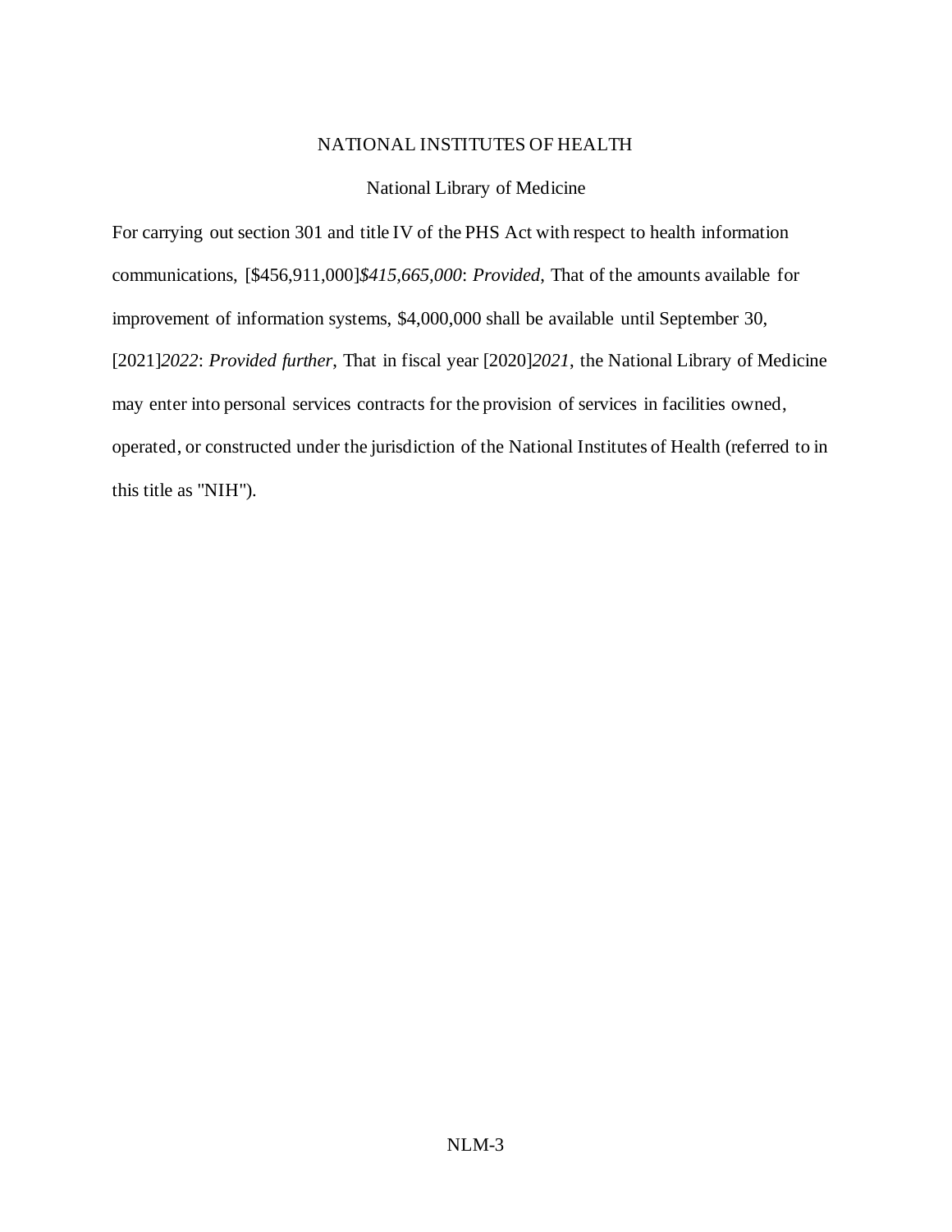# NATIONAL INSTITUTES OF HEALTH

## National Library of Medicine

For carrying out section 301 and title IV of the PHS Act with respect to health information communications, [$456,911,000]*$415,665,000*: *Provided*, That of the amounts available for improvement of information systems, $4,000,000 shall be available until September 30, [2021]*2022*: *Provided further*, That in fiscal year [2020]*2021*, the National Library of Medicine may enter into personal services contracts for the provision of services in facilities owned, operated, or constructed under the jurisdiction of the National Institutes of Health (referred to in this title as "NIH").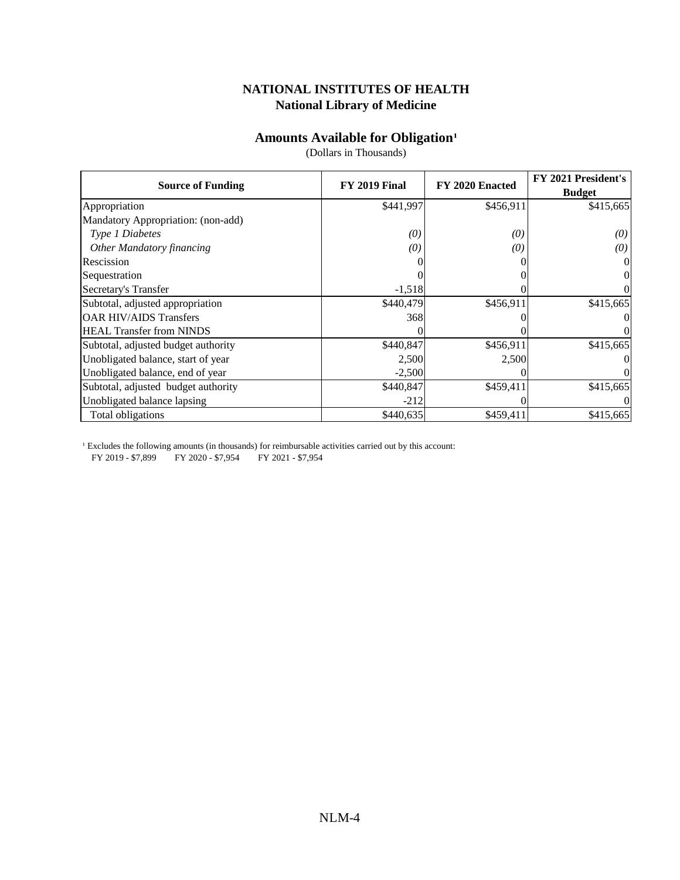# NATIONAL INSTITUTES OF HEALTH
## National Library of Medicine

### Amounts Available for Obligation[1]

(Dollars in Thousands)

| Source of Funding | FY 2019 Final | FY 2020 Enacted | FY 2021 President's Budget |
|---|---|---|---|
| Appropriation | $441,997 | $456,911 | $415,665 |
| Mandatory Appropriation: (non-add) | | | |
| *Type 1 Diabetes* | *(0)* | *(0)* | *(0)* |
| *Other Mandatory financing* | *(0)* | *(0)* | *(0)* |
| Rescission | 0 | 0 | 0 |
| Sequestration | 0 | 0 | 0 |
| Secretary's Transfer | -1,518 | 0 | 0 |
| Subtotal, adjusted appropriation | $440,479 | $456,911 | $415,665 |
| OAR HIV/AIDS Transfers | 368 | 0 | 0 |
| HEAL Transfer from NINDS | 0 | 0 | 0 |
| Subtotal, adjusted budget authority | $440,847 | $456,911 | $415,665 |
| Unobligated balance, start of year | 2,500 | 2,500 | 0 |
| Unobligated balance, end of year | -2,500 | 0 | 0 |
| Subtotal, adjusted budget authority | $440,847 | $459,411 | $415,665 |
| Unobligated balance lapsing | -212 | 0 | 0 |
| Total obligations | $440,635 | $459,411 | $415,665 |

[1] Excludes the following amounts (in thousands) for reimbursable activities carried out by this account:
FY 2019 - $7,899 FY 2020 - $7,954 FY 2021 - $7,954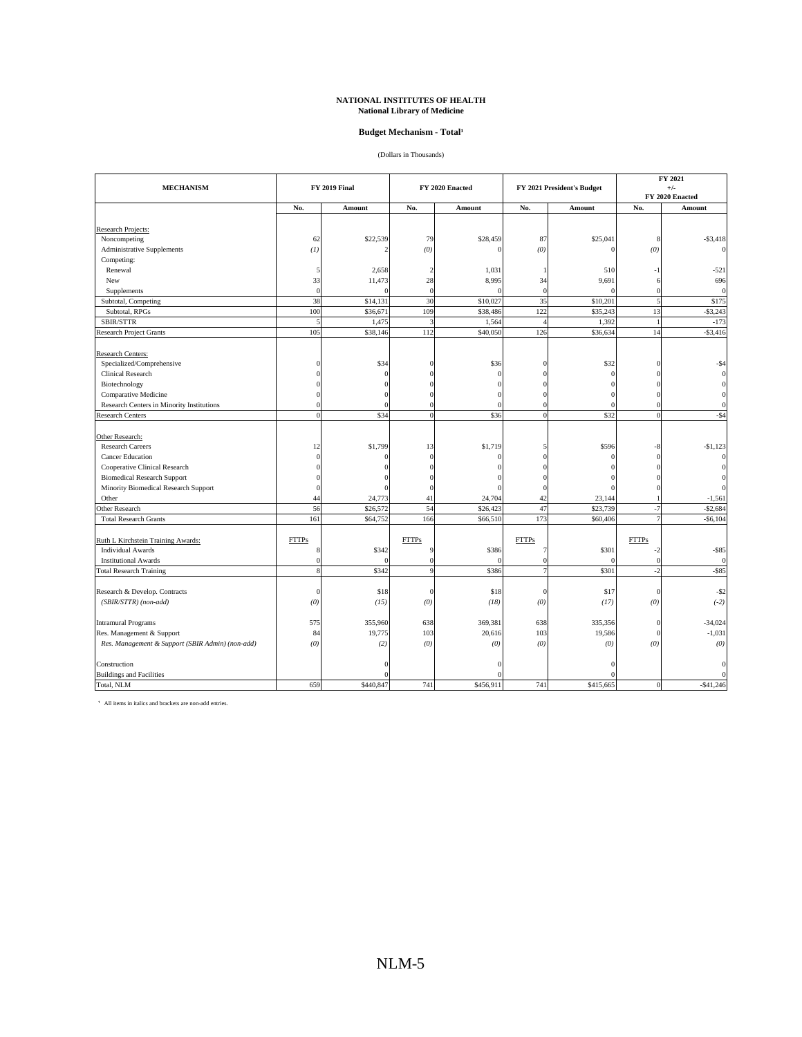**NATIONAL INSTITUTES OF HEALTH**
**National Library of Medicine**

**Budget Mechanism - Total**[1]

(Dollars in Thousands)

| MECHANISM | FY 2019 Final | | FY 2020 Enacted | | FY 2021 President's Budget | | FY 2021 +/- FY 2020 Enacted | |
|---|---|---|---|---|---|---|---|---|
| | No. | Amount | No. | Amount | No. | Amount | No. | Amount |
| Research Projects: | | | | | | | | |
| Noncompeting | 62 | $22,539 | 79 | $28,459 | 87 | $25,041 | 8 | -$3,418 |
| Administrative Supplements | *(1)* | 2 | *(0)* | 0 | *(0)* | 0 | *(0)* | 0 |
| Competing: | | | | | | | | |
| Renewal | 5 | 2,658 | 2 | 1,031 | 1 | 510 | -1 | -521 |
| New | 33 | 11,473 | 28 | 8,995 | 34 | 9,691 | 6 | 696 |
| Supplements | 0 | 0 | 0 | 0 | 0 | 0 | 0 | 0 |
| Subtotal, Competing | 38 | $14,131 | 30 | $10,027 | 35 | $10,201 | 5 | $175 |
| Subtotal, RPGs | 100 | $36,671 | 109 | $38,486 | 122 | $35,243 | 13 | -$3,243 |
| SBIR/STTR | 5 | 1,475 | 3 | 1,564 | 4 | 1,392 | 1 | -173 |
| Research Project Grants | 105 | $38,146 | 112 | $40,050 | 126 | $36,634 | 14 | -$3,416 |
| | | | | | | | | |
| Research Centers: | | | | | | | | |
| Specialized/Comprehensive | 0 | $34 | 0 | $36 | 0 | $32 | 0 | -$4 |
| Clinical Research | 0 | 0 | 0 | 0 | 0 | 0 | 0 | 0 |
| Biotechnology | 0 | 0 | 0 | 0 | 0 | 0 | 0 | 0 |
| Comparative Medicine | 0 | 0 | 0 | 0 | 0 | 0 | 0 | 0 |
| Research Centers in Minority Institutions | 0 | 0 | 0 | 0 | 0 | 0 | 0 | 0 |
| Research Centers | 0 | $34 | 0 | $36 | 0 | $32 | 0 | -$4 |
| | | | | | | | | |
| Other Research: | | | | | | | | |
| Research Careers | 12 | $1,799 | 13 | $1,719 | 5 | $596 | -8 | -$1,123 |
| Cancer Education | 0 | 0 | 0 | 0 | 0 | 0 | 0 | 0 |
| Cooperative Clinical Research | 0 | 0 | 0 | 0 | 0 | 0 | 0 | 0 |
| Biomedical Research Support | 0 | 0 | 0 | 0 | 0 | 0 | 0 | 0 |
| Minority Biomedical Research Support | 0 | 0 | 0 | 0 | 0 | 0 | 0 | 0 |
| Other | 44 | 24,773 | 41 | 24,704 | 42 | 23,144 | 1 | -1,561 |
| Other Research | 56 | $26,572 | 54 | $26,423 | 47 | $23,739 | -7 | -$2,684 |
| Total Research Grants | 161 | $64,752 | 166 | $66,510 | 173 | $60,406 | 7 | -$6,104 |
| | | | | | | | | |
| Ruth L Kirchstein Training Awards: | FTTPs | | FTTPs | | FTTPs | | FTTPs | |
| Individual Awards | 8 | $342 | 9 | $386 | 7 | $301 | -2 | -$85 |
| Institutional Awards | 0 | 0 | 0 | 0 | 0 | 0 | 0 | 0 |
| Total Research Training | 8 | $342 | 9 | $386 | 7 | $301 | -2 | -$85 |
| | | | | | | | | |
| Research & Develop. Contracts | 0 | $18 | 0 | $18 | 0 | $17 | 0 | -$2 |
| *(SBIR/STTR) (non-add)* | *(0)* | *(15)* | *(0)* | *(18)* | *(0)* | *(17)* | *(0)* | *(-2)* |
| | | | | | | | | |
| Intramural Programs | 575 | 355,960 | 638 | 369,381 | 638 | 335,356 | 0 | -34,024 |
| Res. Management & Support | 84 | 19,775 | 103 | 20,616 | 103 | 19,586 | 0 | -1,031 |
| *Res. Management & Support (SBIR Admin) (non-add)* | *(0)* | *(2)* | *(0)* | *(0)* | *(0)* | *(0)* | *(0)* | *(0)* |
| | | | | | | | | |
| Construction | | 0 | | 0 | | 0 | | 0 |
| Buildings and Facilities | | 0 | | 0 | | 0 | | 0 |
| Total, NLM | 659 | $440,847 | 741 | $456,911 | 741 | $415,665 | 0 | -$41,246 |

[1] All items in italics and brackets are non-add entries.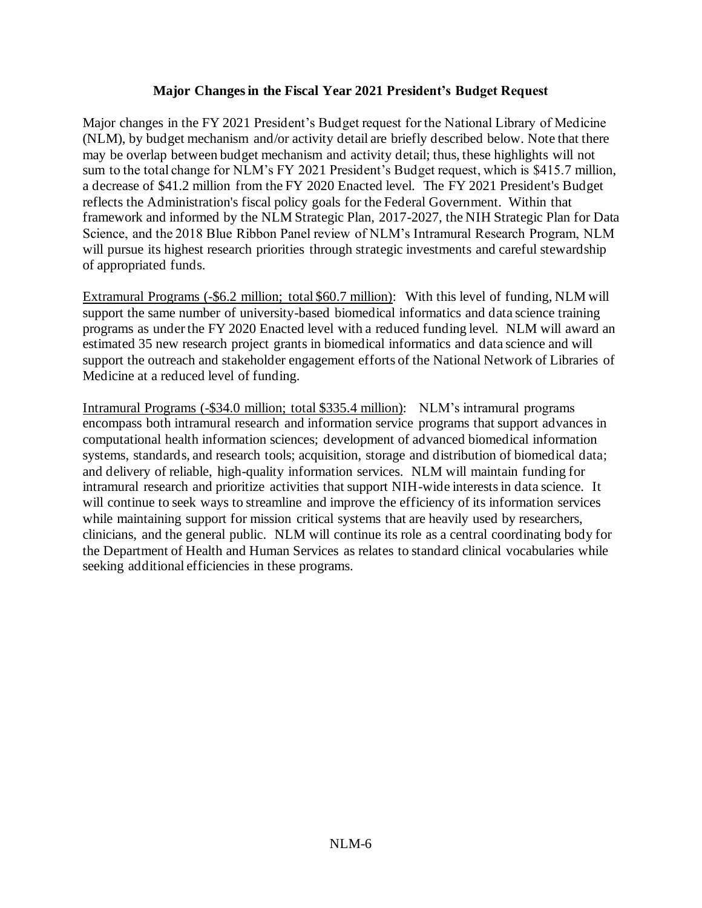## Major Changes in the Fiscal Year 2021 President's Budget Request

Major changes in the FY 2021 President's Budget request for the National Library of Medicine (NLM), by budget mechanism and/or activity detail are briefly described below. Note that there may be overlap between budget mechanism and activity detail; thus, these highlights will not sum to the total change for NLM's FY 2021 President's Budget request, which is $415.7 million, a decrease of $41.2 million from the FY 2020 Enacted level. The FY 2021 President's Budget reflects the Administration's fiscal policy goals for the Federal Government. Within that framework and informed by the NLM Strategic Plan, 2017-2027, the NIH Strategic Plan for Data Science, and the 2018 Blue Ribbon Panel review of NLM's Intramural Research Program, NLM will pursue its highest research priorities through strategic investments and careful stewardship of appropriated funds.

Extramural Programs (-$6.2 million; total $60.7 million): With this level of funding, NLM will support the same number of university-based biomedical informatics and data science training programs as under the FY 2020 Enacted level with a reduced funding level. NLM will award an estimated 35 new research project grants in biomedical informatics and data science and will support the outreach and stakeholder engagement efforts of the National Network of Libraries of Medicine at a reduced level of funding.

Intramural Programs (-$34.0 million; total $335.4 million): NLM's intramural programs encompass both intramural research and information service programs that support advances in computational health information sciences; development of advanced biomedical information systems, standards, and research tools; acquisition, storage and distribution of biomedical data; and delivery of reliable, high-quality information services. NLM will maintain funding for intramural research and prioritize activities that support NIH-wide interests in data science. It will continue to seek ways to streamline and improve the efficiency of its information services while maintaining support for mission critical systems that are heavily used by researchers, clinicians, and the general public. NLM will continue its role as a central coordinating body for the Department of Health and Human Services as relates to standard clinical vocabularies while seeking additional efficiencies in these programs.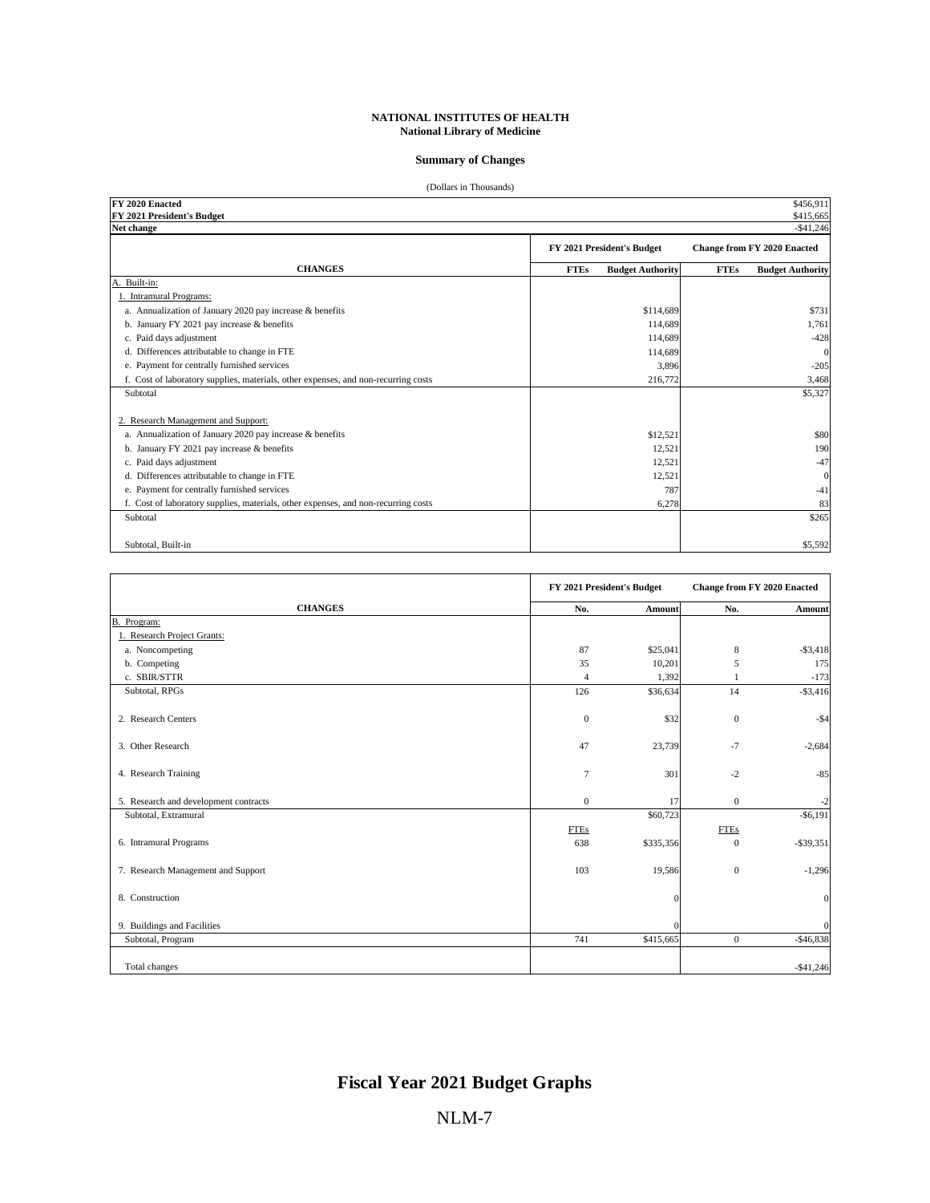**NATIONAL INSTITUTES OF HEALTH**
**National Library of Medicine**

**Summary of Changes**

(Dollars in Thousands)

| | | |
|---|---|---|
| **FY 2020 Enacted** | | $456,911 |
| **FY 2021 President's Budget** | | $415,665 |
| **Net change** | | -$41,246 |

| | FY 2021 President's Budget | | Change from FY 2020 Enacted | |
|---|---|---|---|---|
| **CHANGES** | **FTEs** | **Budget Authority** | **FTEs** | **Budget Authority** |
| A. Built-in: | | | | |
| 1. Intramural Programs: | | | | |
| a. Annualization of January 2020 pay increase & benefits | | $114,689 | | $731 |
| b. January FY 2021 pay increase & benefits | | 114,689 | | 1,761 |
| c. Paid days adjustment | | 114,689 | | -428 |
| d. Differences attributable to change in FTE | | 114,689 | | 0 |
| e. Payment for centrally furnished services | | 3,896 | | -205 |
| f. Cost of laboratory supplies, materials, other expenses, and non-recurring costs | | 216,772 | | 3,468 |
| Subtotal | | | | $5,327 |
| 2. Research Management and Support: | | | | |
| a. Annualization of January 2020 pay increase & benefits | | $12,521 | | $80 |
| b. January FY 2021 pay increase & benefits | | 12,521 | | 190 |
| c. Paid days adjustment | | 12,521 | | -47 |
| d. Differences attributable to change in FTE | | 12,521 | | 0 |
| e. Payment for centrally furnished services | | 787 | | -41 |
| f. Cost of laboratory supplies, materials, other expenses, and non-recurring costs | | 6,278 | | 83 |
| Subtotal | | | | $265 |
| Subtotal, Built-in | | | | $5,592 |

| | FY 2021 President's Budget | | Change from FY 2020 Enacted | |
|---|---|---|---|---|
| **CHANGES** | **No.** | **Amount** | **No.** | **Amount** |
| B. Program: | | | | |
| 1. Research Project Grants: | | | | |
| a. Noncompeting | 87 | $25,041 | 8 | -$3,418 |
| b. Competing | 35 | 10,201 | 5 | 175 |
| c. SBIR/STTR | 4 | 1,392 | 1 | -173 |
| Subtotal, RPGs | 126 | $36,634 | 14 | -$3,416 |
| 2. Research Centers | 0 | $32 | 0 | -$4 |
| 3. Other Research | 47 | 23,739 | -7 | -2,684 |
| 4. Research Training | 7 | 301 | -2 | -85 |
| 5. Research and development contracts | 0 | 17 | 0 | -2 |
| Subtotal, Extramural | | $60,723 | | -$6,191 |
| | FTEs | | FTEs | |
| 6. Intramural Programs | 638 | $335,356 | 0 | -$39,351 |
| 7. Research Management and Support | 103 | 19,586 | 0 | -1,296 |
| 8. Construction | | 0 | | 0 |
| 9. Buildings and Facilities | | 0 | | 0 |
| Subtotal, Program | 741 | $415,665 | 0 | -$46,838 |
| Total changes | | | | -$41,246 |

# Fiscal Year 2021 Budget Graphs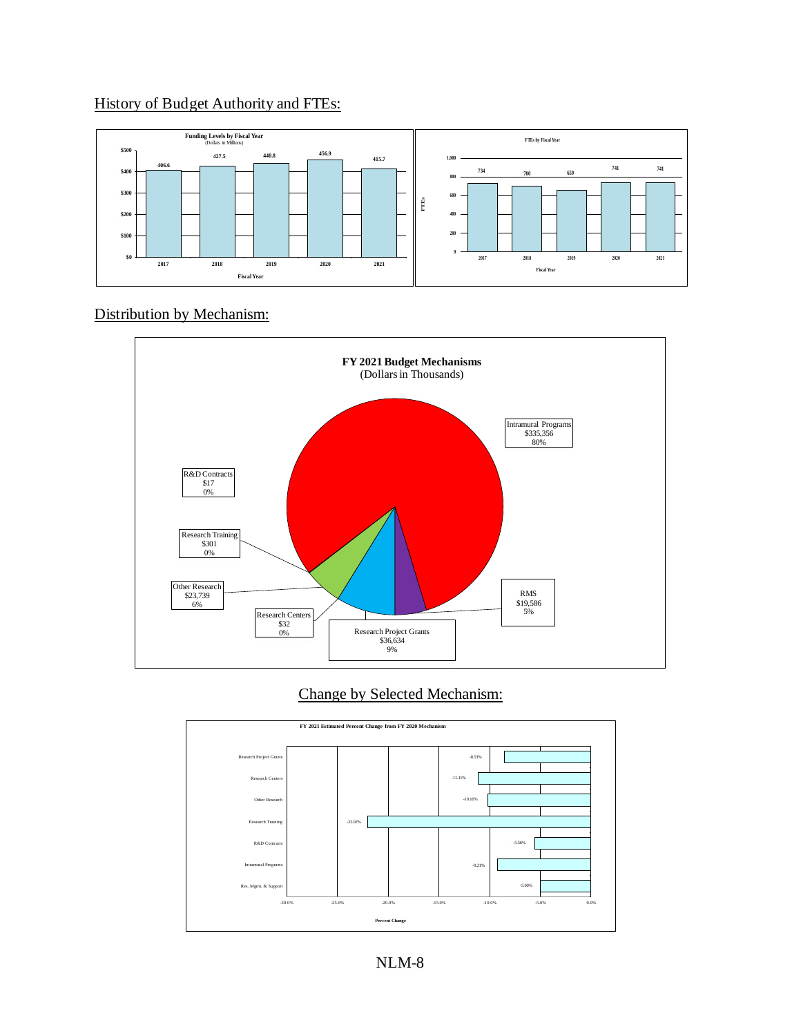## History of Budget Authority and FTEs:

**Funding Levels by Fiscal Year**
(Dollars in Millions)

| Fiscal Year | 2017 | 2018 | 2019 | 2020 | 2021 |
|---|---|---|---|---|---|
| Funding | 406.6 | 427.5 | 440.8 | 456.9 | 415.7 |

**FTEs by Fiscal Year**

| Fiscal Year | 2017 | 2018 | 2019 | 2020 | 2021 |
|---|---|---|---|---|---|
| FTEs | 734 | 700 | 659 | 741 | 741 |

## Distribution by Mechanism:

**FY 2021 Budget Mechanisms**
(Dollars in Thousands)

| Mechanism | Amount | Percent |
|---|---|---|
| Intramural Programs | $335,356 | 80% |
| RMS | $19,586 | 5% |
| Research Project Grants | $36,634 | 9% |
| Research Centers | $32 | 0% |
| Other Research | $23,739 | 6% |
| Research Training | $301 | 0% |
| R&D Contracts | $17 | 0% |

## Change by Selected Mechanism:

**FY 2021 Estimated Percent Change from FY 2020 Mechanism**

| Mechanism | Percent Change |
|---|---|
| Research Project Grants | -8.53% |
| Research Centers | -11.11% |
| Other Research | -10.16% |
| Research Training | -22.02% |
| R&D Contracts | -5.56% |
| Intramural Programs | -9.21% |
| Res. Mgmt. & Support | -5.00% |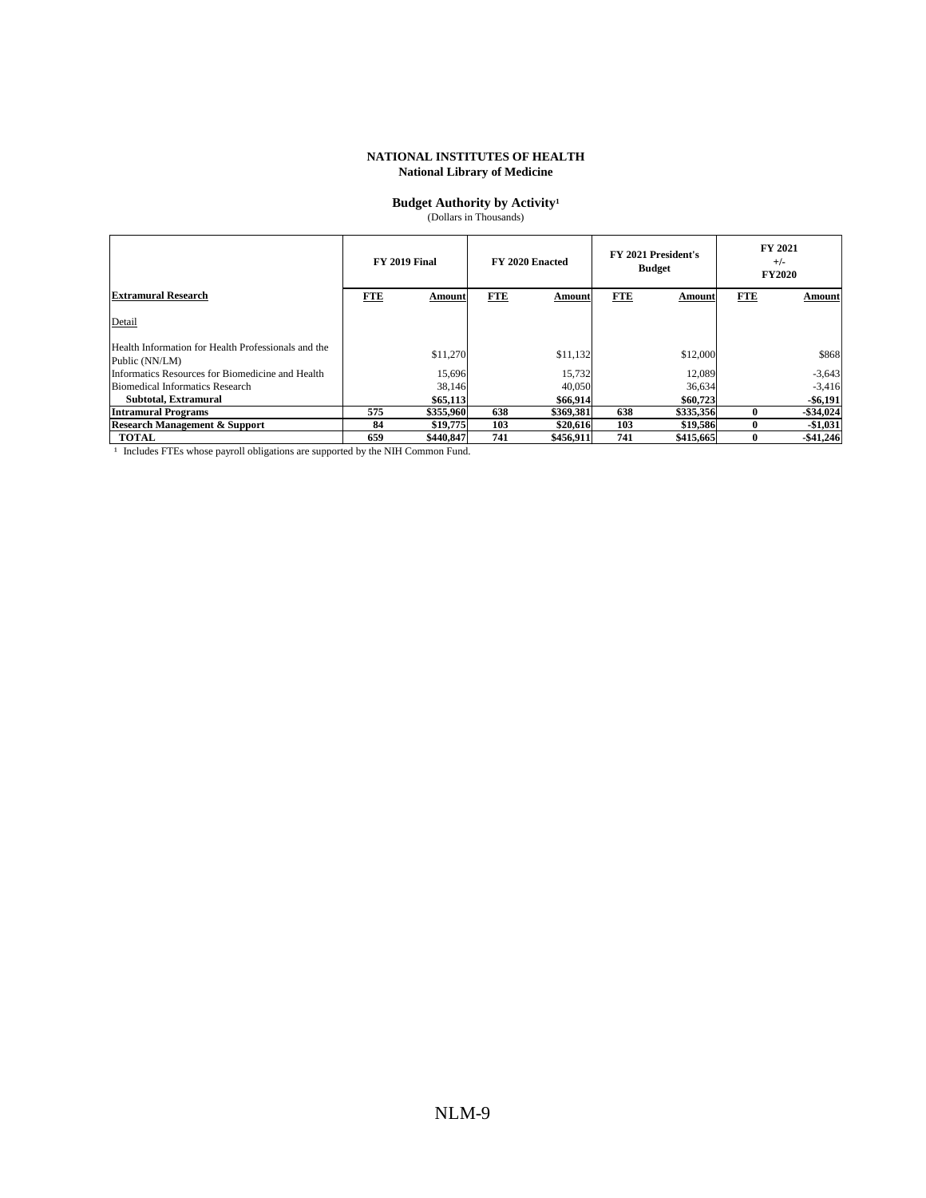**NATIONAL INSTITUTES OF HEALTH**
**National Library of Medicine**

**Budget Authority by Activity[1]**
(Dollars in Thousands)

| | FY 2019 Final | | FY 2020 Enacted | | FY 2021 President's Budget | | FY 2021 +/- FY2020 | |
|---|---|---|---|---|---|---|---|---|
| **Extramural Research** | **FTE** | **Amount** | **FTE** | **Amount** | **FTE** | **Amount** | **FTE** | **Amount** |
| Detail | | | | | | | | |
| Health Information for Health Professionals and the Public (NN/LM) | | $11,270 | | $11,132 | | $12,000 | | $868 |
| Informatics Resources for Biomedicine and Health | | 15,696 | | 15,732 | | 12,089 | | -3,643 |
| Biomedical Informatics Research | | 38,146 | | 40,050 | | 36,634 | | -3,416 |
| **Subtotal, Extramural** | | **$65,113** | | **$66,914** | | **$60,723** | | **-$6,191** |
| **Intramural Programs** | **575** | **$355,960** | **638** | **$369,381** | **638** | **$335,356** | **0** | **-$34,024** |
| **Research Management & Support** | **84** | **$19,775** | **103** | **$20,616** | **103** | **$19,586** | **0** | **-$1,031** |
| **TOTAL** | **659** | **$440,847** | **741** | **$456,911** | **741** | **$415,665** | **0** | **-$41,246** |

[1] Includes FTEs whose payroll obligations are supported by the NIH Common Fund.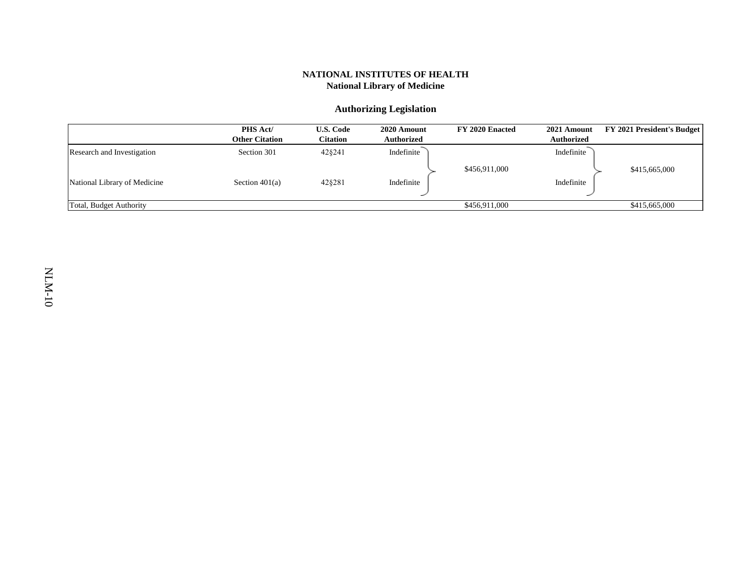**NATIONAL INSTITUTES OF HEALTH**
**National Library of Medicine**

## Authorizing Legislation

| | PHS Act/ Other Citation | U.S. Code Citation | 2020 Amount Authorized | FY 2020 Enacted | 2021 Amount Authorized | FY 2021 President's Budget |
|---|---|---|---|---|---|---|
| Research and Investigation | Section 301 | 42§241 | Indefinite | $456,911,000 | Indefinite | $415,665,000 |
| National Library of Medicine | Section 401(a) | 42§281 | Indefinite | | Indefinite | |
| Total, Budget Authority | | | | $456,911,000 | | $415,665,000 |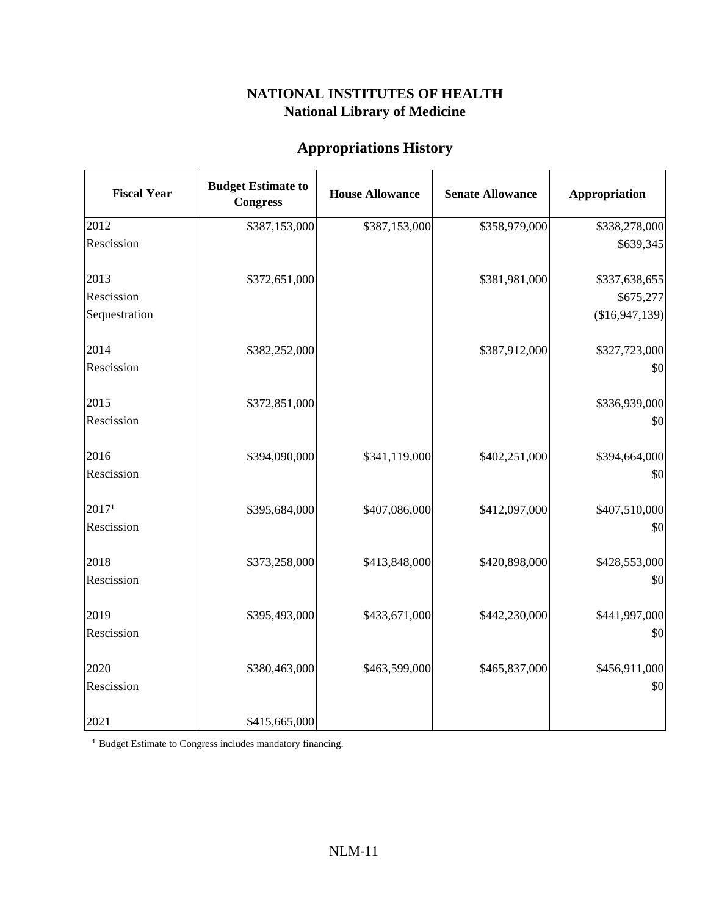# NATIONAL INSTITUTES OF HEALTH
## National Library of Medicine

## Appropriations History

| Fiscal Year | Budget Estimate to Congress | House Allowance | Senate Allowance | Appropriation |
|---|---|---|---|---|
| 2012 | $387,153,000 | $387,153,000 | $358,979,000 | $338,278,000 |
| Rescission | | | | $639,345 |
| | | | | |
| 2013 | $372,651,000 | | $381,981,000 | $337,638,655 |
| Rescission | | | | $675,277 |
| Sequestration | | | | ($16,947,139) |
| | | | | |
| 2014 | $382,252,000 | | $387,912,000 | $327,723,000 |
| Rescission | | | | $0 |
| | | | | |
| 2015 | $372,851,000 | | | $336,939,000 |
| Rescission | | | | $0 |
| | | | | |
| 2016 | $394,090,000 | $341,119,000 | $402,251,000 | $394,664,000 |
| Rescission | | | | $0 |
| | | | | |
| 2017[1] | $395,684,000 | $407,086,000 | $412,097,000 | $407,510,000 |
| Rescission | | | | $0 |
| | | | | |
| 2018 | $373,258,000 | $413,848,000 | $420,898,000 | $428,553,000 |
| Rescission | | | | $0 |
| | | | | |
| 2019 | $395,493,000 | $433,671,000 | $442,230,000 | $441,997,000 |
| Rescission | | | | $0 |
| | | | | |
| 2020 | $380,463,000 | $463,599,000 | $465,837,000 | $456,911,000 |
| Rescission | | | | $0 |
| | | | | |
| 2021 | $415,665,000 | | | |

[1] Budget Estimate to Congress includes mandatory financing.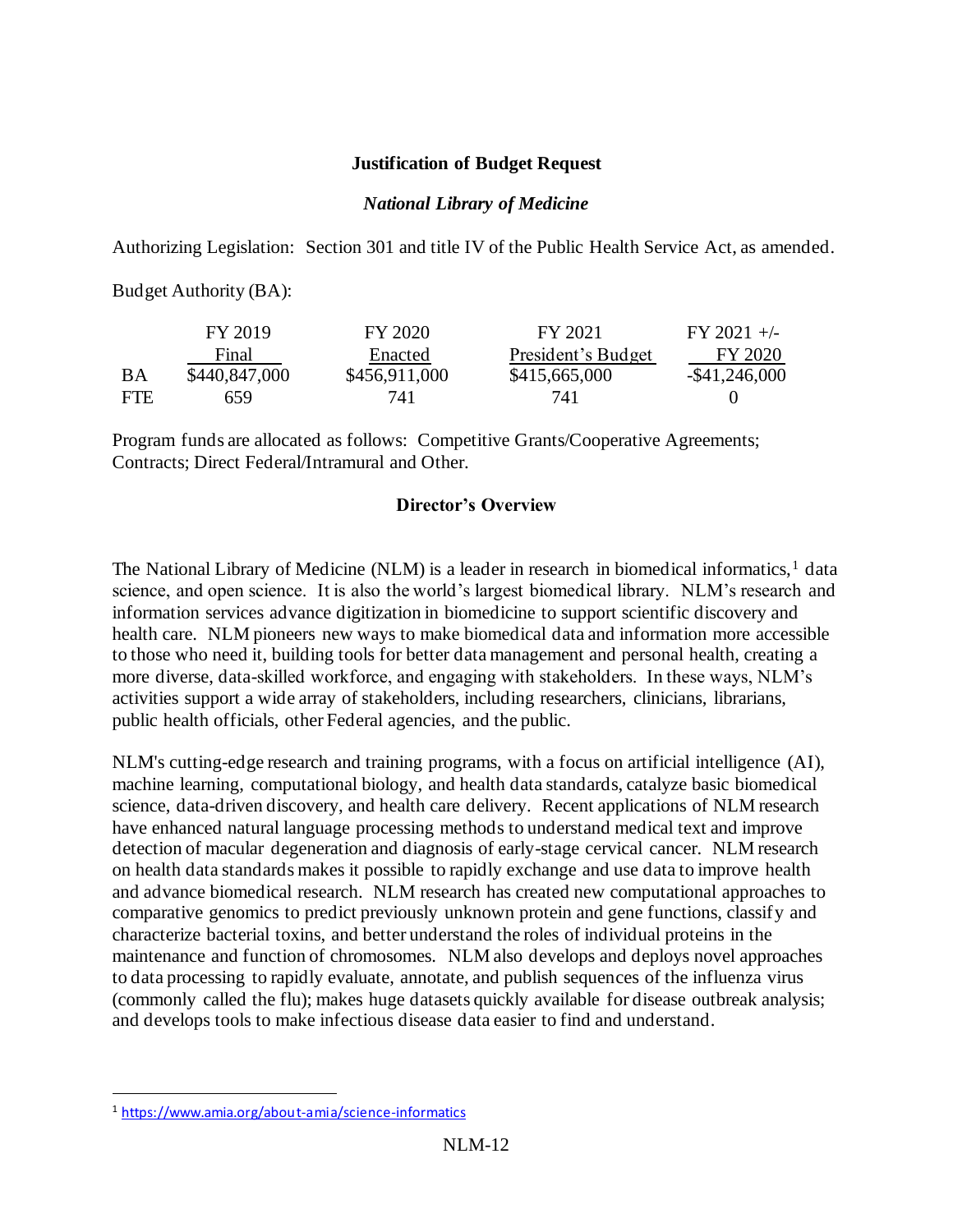**Justification of Budget Request**

***National Library of Medicine***

Authorizing Legislation: Section 301 and title IV of the Public Health Service Act, as amended.

Budget Authority (BA):

| | FY 2019 Final | FY 2020 Enacted | FY 2021 President's Budget | FY 2021 +/- FY 2020 |
|---|---|---|---|---|
| BA | $440,847,000 | $456,911,000 | $415,665,000 | -$41,246,000 |
| FTE | 659 | 741 | 741 | 0 |

Program funds are allocated as follows: Competitive Grants/Cooperative Agreements; Contracts; Direct Federal/Intramural and Other.

**Director's Overview**

The National Library of Medicine (NLM) is a leader in research in biomedical informatics,[1] data science, and open science. It is also the world's largest biomedical library. NLM's research and information services advance digitization in biomedicine to support scientific discovery and health care. NLM pioneers new ways to make biomedical data and information more accessible to those who need it, building tools for better data management and personal health, creating a more diverse, data-skilled workforce, and engaging with stakeholders. In these ways, NLM's activities support a wide array of stakeholders, including researchers, clinicians, librarians, public health officials, other Federal agencies, and the public.

NLM's cutting-edge research and training programs, with a focus on artificial intelligence (AI), machine learning, computational biology, and health data standards, catalyze basic biomedical science, data-driven discovery, and health care delivery. Recent applications of NLM research have enhanced natural language processing methods to understand medical text and improve detection of macular degeneration and diagnosis of early-stage cervical cancer. NLM research on health data standards makes it possible to rapidly exchange and use data to improve health and advance biomedical research. NLM research has created new computational approaches to comparative genomics to predict previously unknown protein and gene functions, classify and characterize bacterial toxins, and better understand the roles of individual proteins in the maintenance and function of chromosomes. NLM also develops and deploys novel approaches to data processing to rapidly evaluate, annotate, and publish sequences of the influenza virus (commonly called the flu); makes huge datasets quickly available for disease outbreak analysis; and develops tools to make infectious disease data easier to find and understand.

[1] https://www.amia.org/about-amia/science-informatics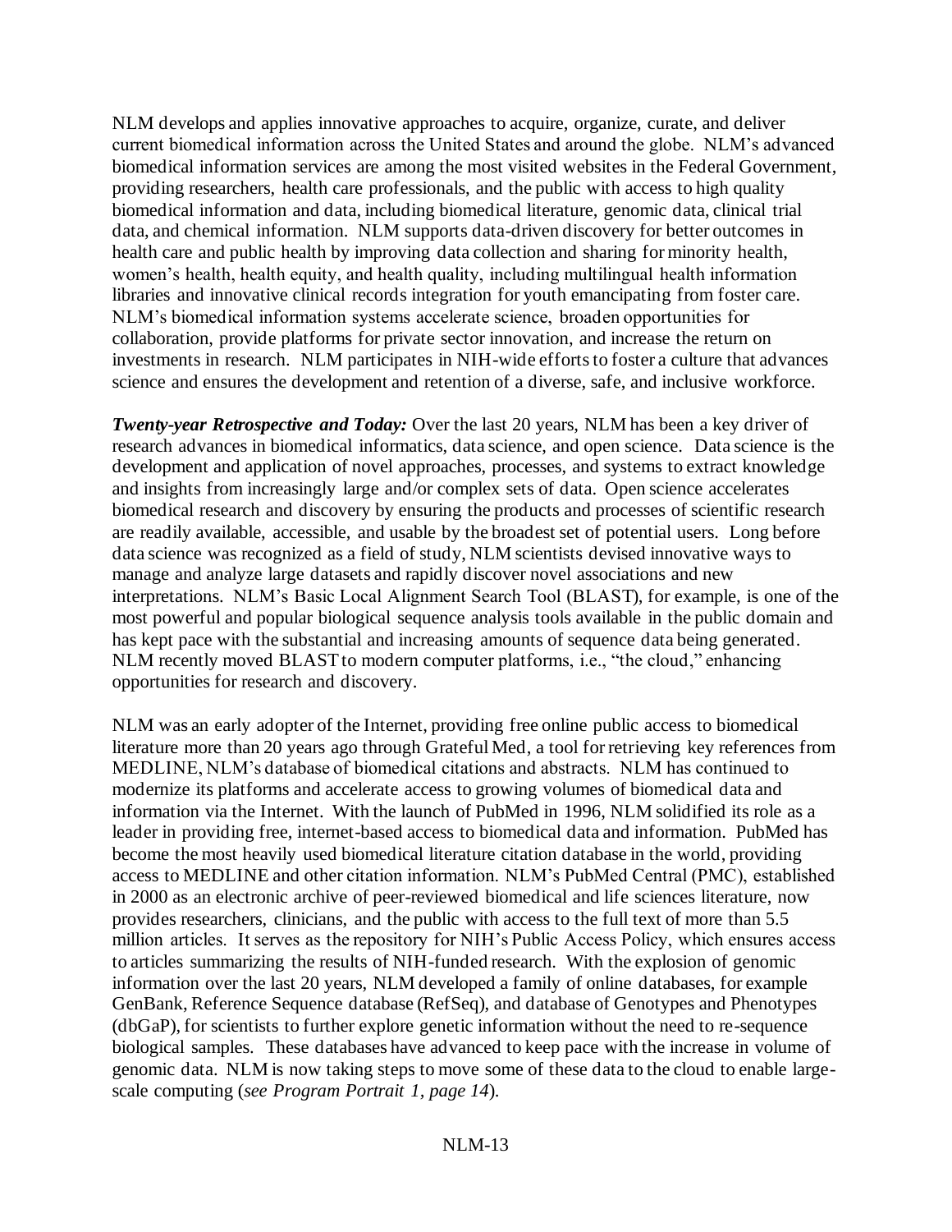NLM develops and applies innovative approaches to acquire, organize, curate, and deliver current biomedical information across the United States and around the globe. NLM's advanced biomedical information services are among the most visited websites in the Federal Government, providing researchers, health care professionals, and the public with access to high quality biomedical information and data, including biomedical literature, genomic data, clinical trial data, and chemical information. NLM supports data-driven discovery for better outcomes in health care and public health by improving data collection and sharing for minority health, women's health, health equity, and health quality, including multilingual health information libraries and innovative clinical records integration for youth emancipating from foster care. NLM's biomedical information systems accelerate science, broaden opportunities for collaboration, provide platforms for private sector innovation, and increase the return on investments in research. NLM participates in NIH-wide efforts to foster a culture that advances science and ensures the development and retention of a diverse, safe, and inclusive workforce.

***Twenty-year Retrospective and Today:*** Over the last 20 years, NLM has been a key driver of research advances in biomedical informatics, data science, and open science. Data science is the development and application of novel approaches, processes, and systems to extract knowledge and insights from increasingly large and/or complex sets of data. Open science accelerates biomedical research and discovery by ensuring the products and processes of scientific research are readily available, accessible, and usable by the broadest set of potential users. Long before data science was recognized as a field of study, NLM scientists devised innovative ways to manage and analyze large datasets and rapidly discover novel associations and new interpretations. NLM's Basic Local Alignment Search Tool (BLAST), for example, is one of the most powerful and popular biological sequence analysis tools available in the public domain and has kept pace with the substantial and increasing amounts of sequence data being generated. NLM recently moved BLAST to modern computer platforms, i.e., "the cloud," enhancing opportunities for research and discovery.

NLM was an early adopter of the Internet, providing free online public access to biomedical literature more than 20 years ago through Grateful Med, a tool for retrieving key references from MEDLINE, NLM's database of biomedical citations and abstracts. NLM has continued to modernize its platforms and accelerate access to growing volumes of biomedical data and information via the Internet. With the launch of PubMed in 1996, NLM solidified its role as a leader in providing free, internet-based access to biomedical data and information. PubMed has become the most heavily used biomedical literature citation database in the world, providing access to MEDLINE and other citation information. NLM's PubMed Central (PMC), established in 2000 as an electronic archive of peer-reviewed biomedical and life sciences literature, now provides researchers, clinicians, and the public with access to the full text of more than 5.5 million articles. It serves as the repository for NIH's Public Access Policy, which ensures access to articles summarizing the results of NIH-funded research. With the explosion of genomic information over the last 20 years, NLM developed a family of online databases, for example GenBank, Reference Sequence database (RefSeq), and database of Genotypes and Phenotypes (dbGaP), for scientists to further explore genetic information without the need to re-sequence biological samples. These databases have advanced to keep pace with the increase in volume of genomic data. NLM is now taking steps to move some of these data to the cloud to enable large-scale computing (*see Program Portrait 1, page 14*).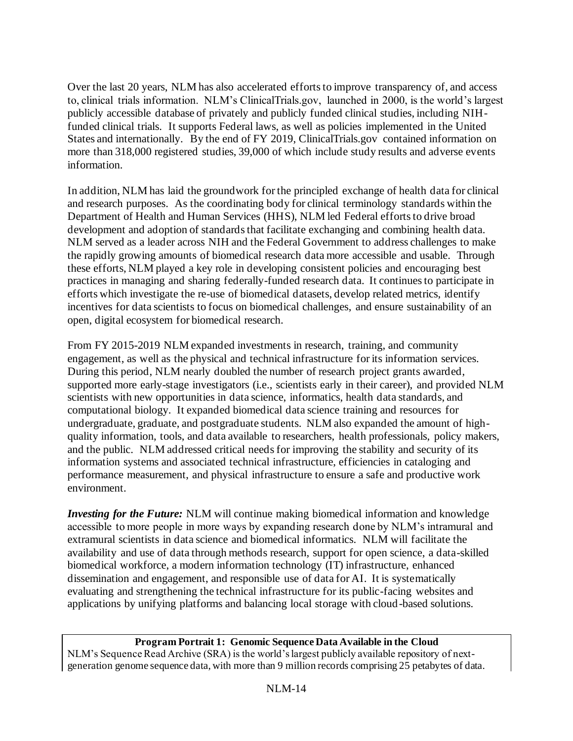Over the last 20 years, NLM has also accelerated efforts to improve transparency of, and access to, clinical trials information. NLM's ClinicalTrials.gov, launched in 2000, is the world's largest publicly accessible database of privately and publicly funded clinical studies, including NIH-funded clinical trials. It supports Federal laws, as well as policies implemented in the United States and internationally. By the end of FY 2019, ClinicalTrials.gov contained information on more than 318,000 registered studies, 39,000 of which include study results and adverse events information.

In addition, NLM has laid the groundwork for the principled exchange of health data for clinical and research purposes. As the coordinating body for clinical terminology standards within the Department of Health and Human Services (HHS), NLM led Federal efforts to drive broad development and adoption of standards that facilitate exchanging and combining health data. NLM served as a leader across NIH and the Federal Government to address challenges to make the rapidly growing amounts of biomedical research data more accessible and usable. Through these efforts, NLM played a key role in developing consistent policies and encouraging best practices in managing and sharing federally-funded research data. It continues to participate in efforts which investigate the re-use of biomedical datasets, develop related metrics, identify incentives for data scientists to focus on biomedical challenges, and ensure sustainability of an open, digital ecosystem for biomedical research.

From FY 2015-2019 NLM expanded investments in research, training, and community engagement, as well as the physical and technical infrastructure for its information services. During this period, NLM nearly doubled the number of research project grants awarded, supported more early-stage investigators (i.e., scientists early in their career), and provided NLM scientists with new opportunities in data science, informatics, health data standards, and computational biology. It expanded biomedical data science training and resources for undergraduate, graduate, and postgraduate students. NLM also expanded the amount of high-quality information, tools, and data available to researchers, health professionals, policy makers, and the public. NLM addressed critical needs for improving the stability and security of its information systems and associated technical infrastructure, efficiencies in cataloging and performance measurement, and physical infrastructure to ensure a safe and productive work environment.

***Investing for the Future:*** NLM will continue making biomedical information and knowledge accessible to more people in more ways by expanding research done by NLM's intramural and extramural scientists in data science and biomedical informatics. NLM will facilitate the availability and use of data through methods research, support for open science, a data-skilled biomedical workforce, a modern information technology (IT) infrastructure, enhanced dissemination and engagement, and responsible use of data for AI. It is systematically evaluating and strengthening the technical infrastructure for its public-facing websites and applications by unifying platforms and balancing local storage with cloud-based solutions.

**Program Portrait 1: Genomic Sequence Data Available in the Cloud**

NLM's Sequence Read Archive (SRA) is the world's largest publicly available repository of next-generation genome sequence data, with more than 9 million records comprising 25 petabytes of data.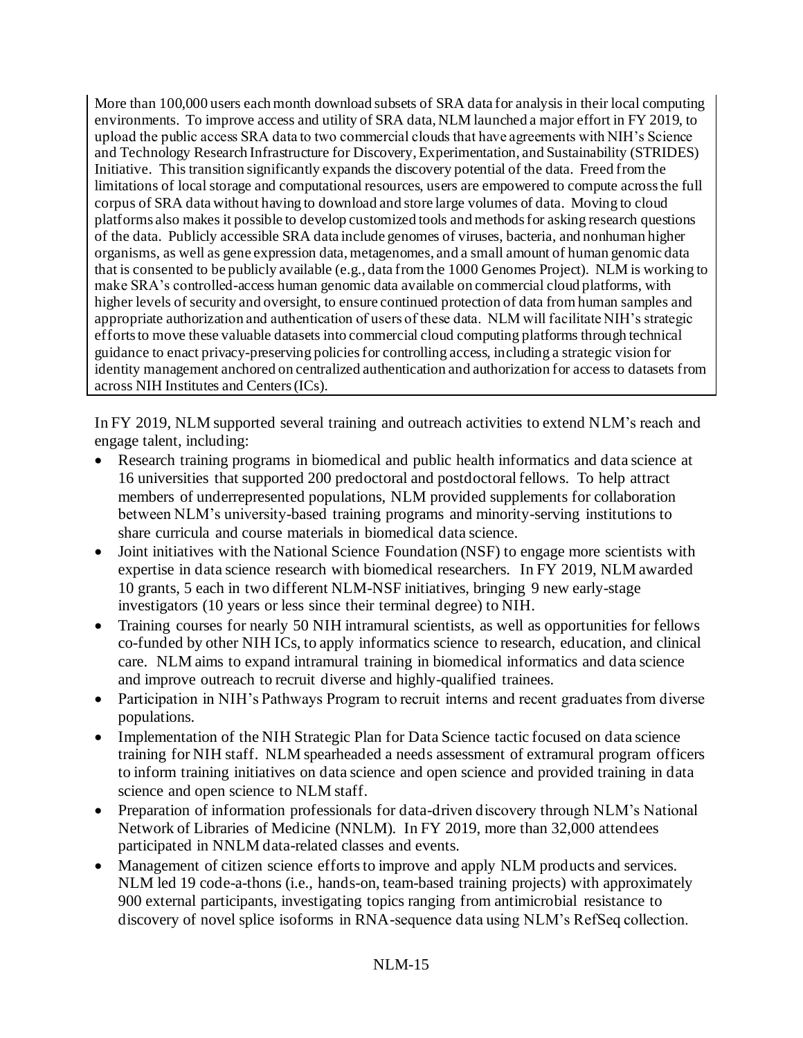More than 100,000 users each month download subsets of SRA data for analysis in their local computing environments. To improve access and utility of SRA data, NLM launched a major effort in FY 2019, to upload the public access SRA data to two commercial clouds that have agreements with NIH's Science and Technology Research Infrastructure for Discovery, Experimentation, and Sustainability (STRIDES) Initiative. This transition significantly expands the discovery potential of the data. Freed from the limitations of local storage and computational resources, users are empowered to compute across the full corpus of SRA data without having to download and store large volumes of data. Moving to cloud platforms also makes it possible to develop customized tools and methods for asking research questions of the data. Publicly accessible SRA data include genomes of viruses, bacteria, and nonhuman higher organisms, as well as gene expression data, metagenomes, and a small amount of human genomic data that is consented to be publicly available (e.g., data from the 1000 Genomes Project). NLM is working to make SRA's controlled-access human genomic data available on commercial cloud platforms, with higher levels of security and oversight, to ensure continued protection of data from human samples and appropriate authorization and authentication of users of these data. NLM will facilitate NIH's strategic efforts to move these valuable datasets into commercial cloud computing platforms through technical guidance to enact privacy-preserving policies for controlling access, including a strategic vision for identity management anchored on centralized authentication and authorization for access to datasets from across NIH Institutes and Centers (ICs).

In FY 2019, NLM supported several training and outreach activities to extend NLM's reach and engage talent, including:

- Research training programs in biomedical and public health informatics and data science at 16 universities that supported 200 predoctoral and postdoctoral fellows. To help attract members of underrepresented populations, NLM provided supplements for collaboration between NLM's university-based training programs and minority-serving institutions to share curricula and course materials in biomedical data science.
- Joint initiatives with the National Science Foundation (NSF) to engage more scientists with expertise in data science research with biomedical researchers. In FY 2019, NLM awarded 10 grants, 5 each in two different NLM-NSF initiatives, bringing 9 new early-stage investigators (10 years or less since their terminal degree) to NIH.
- Training courses for nearly 50 NIH intramural scientists, as well as opportunities for fellows co-funded by other NIH ICs, to apply informatics science to research, education, and clinical care. NLM aims to expand intramural training in biomedical informatics and data science and improve outreach to recruit diverse and highly-qualified trainees.
- Participation in NIH's Pathways Program to recruit interns and recent graduates from diverse populations.
- Implementation of the NIH Strategic Plan for Data Science tactic focused on data science training for NIH staff. NLM spearheaded a needs assessment of extramural program officers to inform training initiatives on data science and open science and provided training in data science and open science to NLM staff.
- Preparation of information professionals for data-driven discovery through NLM's National Network of Libraries of Medicine (NNLM). In FY 2019, more than 32,000 attendees participated in NNLM data-related classes and events.
- Management of citizen science efforts to improve and apply NLM products and services. NLM led 19 code-a-thons (i.e., hands-on, team-based training projects) with approximately 900 external participants, investigating topics ranging from antimicrobial resistance to discovery of novel splice isoforms in RNA-sequence data using NLM's RefSeq collection.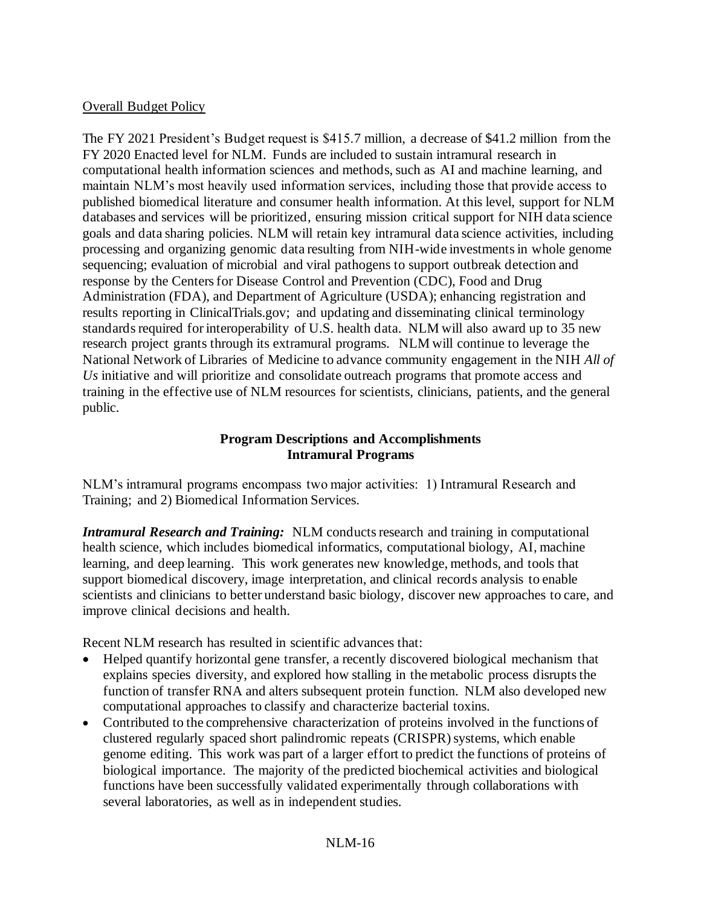Overall Budget Policy

The FY 2021 President's Budget request is $415.7 million, a decrease of $41.2 million from the FY 2020 Enacted level for NLM. Funds are included to sustain intramural research in computational health information sciences and methods, such as AI and machine learning, and maintain NLM's most heavily used information services, including those that provide access to published biomedical literature and consumer health information. At this level, support for NLM databases and services will be prioritized, ensuring mission critical support for NIH data science goals and data sharing policies. NLM will retain key intramural data science activities, including processing and organizing genomic data resulting from NIH-wide investments in whole genome sequencing; evaluation of microbial and viral pathogens to support outbreak detection and response by the Centers for Disease Control and Prevention (CDC), Food and Drug Administration (FDA), and Department of Agriculture (USDA); enhancing registration and results reporting in ClinicalTrials.gov; and updating and disseminating clinical terminology standards required for interoperability of U.S. health data. NLM will also award up to 35 new research project grants through its extramural programs. NLM will continue to leverage the National Network of Libraries of Medicine to advance community engagement in the NIH *All of Us* initiative and will prioritize and consolidate outreach programs that promote access and training in the effective use of NLM resources for scientists, clinicians, patients, and the general public.

**Program Descriptions and Accomplishments**
**Intramural Programs**

NLM's intramural programs encompass two major activities: 1) Intramural Research and Training; and 2) Biomedical Information Services.

***Intramural Research and Training:*** NLM conducts research and training in computational health science, which includes biomedical informatics, computational biology, AI, machine learning, and deep learning. This work generates new knowledge, methods, and tools that support biomedical discovery, image interpretation, and clinical records analysis to enable scientists and clinicians to better understand basic biology, discover new approaches to care, and improve clinical decisions and health.

Recent NLM research has resulted in scientific advances that:

- Helped quantify horizontal gene transfer, a recently discovered biological mechanism that explains species diversity, and explored how stalling in the metabolic process disrupts the function of transfer RNA and alters subsequent protein function. NLM also developed new computational approaches to classify and characterize bacterial toxins.
- Contributed to the comprehensive characterization of proteins involved in the functions of clustered regularly spaced short palindromic repeats (CRISPR) systems, which enable genome editing. This work was part of a larger effort to predict the functions of proteins of biological importance. The majority of the predicted biochemical activities and biological functions have been successfully validated experimentally through collaborations with several laboratories, as well as in independent studies.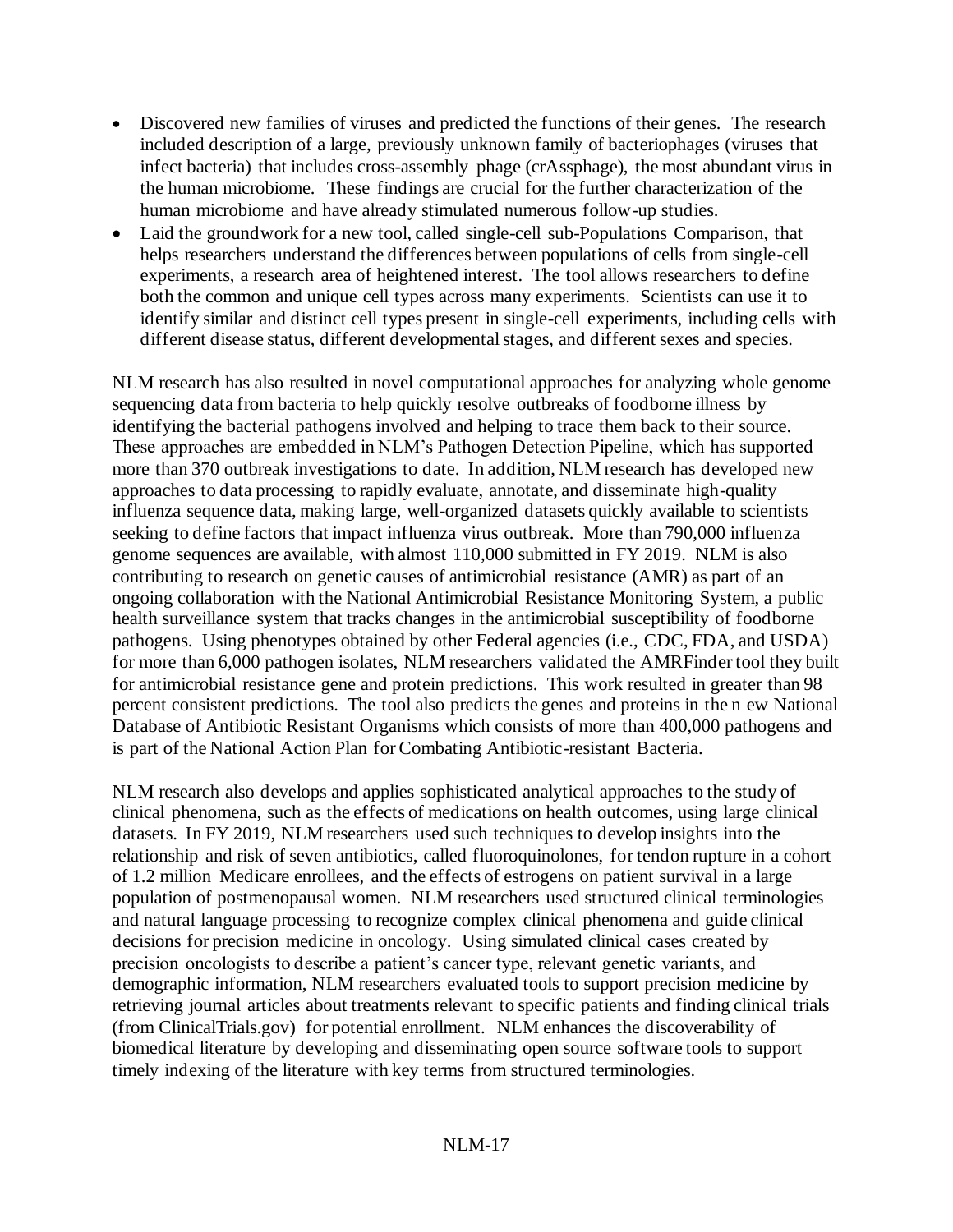- Discovered new families of viruses and predicted the functions of their genes. The research included description of a large, previously unknown family of bacteriophages (viruses that infect bacteria) that includes cross-assembly phage (crAssphage), the most abundant virus in the human microbiome. These findings are crucial for the further characterization of the human microbiome and have already stimulated numerous follow-up studies.
- Laid the groundwork for a new tool, called single-cell sub-Populations Comparison, that helps researchers understand the differences between populations of cells from single-cell experiments, a research area of heightened interest. The tool allows researchers to define both the common and unique cell types across many experiments. Scientists can use it to identify similar and distinct cell types present in single-cell experiments, including cells with different disease status, different developmental stages, and different sexes and species.

NLM research has also resulted in novel computational approaches for analyzing whole genome sequencing data from bacteria to help quickly resolve outbreaks of foodborne illness by identifying the bacterial pathogens involved and helping to trace them back to their source. These approaches are embedded in NLM's Pathogen Detection Pipeline, which has supported more than 370 outbreak investigations to date. In addition, NLM research has developed new approaches to data processing to rapidly evaluate, annotate, and disseminate high-quality influenza sequence data, making large, well-organized datasets quickly available to scientists seeking to define factors that impact influenza virus outbreak. More than 790,000 influenza genome sequences are available, with almost 110,000 submitted in FY 2019. NLM is also contributing to research on genetic causes of antimicrobial resistance (AMR) as part of an ongoing collaboration with the National Antimicrobial Resistance Monitoring System, a public health surveillance system that tracks changes in the antimicrobial susceptibility of foodborne pathogens. Using phenotypes obtained by other Federal agencies (i.e., CDC, FDA, and USDA) for more than 6,000 pathogen isolates, NLM researchers validated the AMRFinder tool they built for antimicrobial resistance gene and protein predictions. This work resulted in greater than 98 percent consistent predictions. The tool also predicts the genes and proteins in the n ew National Database of Antibiotic Resistant Organisms which consists of more than 400,000 pathogens and is part of the National Action Plan for Combating Antibiotic-resistant Bacteria.

NLM research also develops and applies sophisticated analytical approaches to the study of clinical phenomena, such as the effects of medications on health outcomes, using large clinical datasets. In FY 2019, NLM researchers used such techniques to develop insights into the relationship and risk of seven antibiotics, called fluoroquinolones, for tendon rupture in a cohort of 1.2 million Medicare enrollees, and the effects of estrogens on patient survival in a large population of postmenopausal women. NLM researchers used structured clinical terminologies and natural language processing to recognize complex clinical phenomena and guide clinical decisions for precision medicine in oncology. Using simulated clinical cases created by precision oncologists to describe a patient's cancer type, relevant genetic variants, and demographic information, NLM researchers evaluated tools to support precision medicine by retrieving journal articles about treatments relevant to specific patients and finding clinical trials (from ClinicalTrials.gov) for potential enrollment. NLM enhances the discoverability of biomedical literature by developing and disseminating open source software tools to support timely indexing of the literature with key terms from structured terminologies.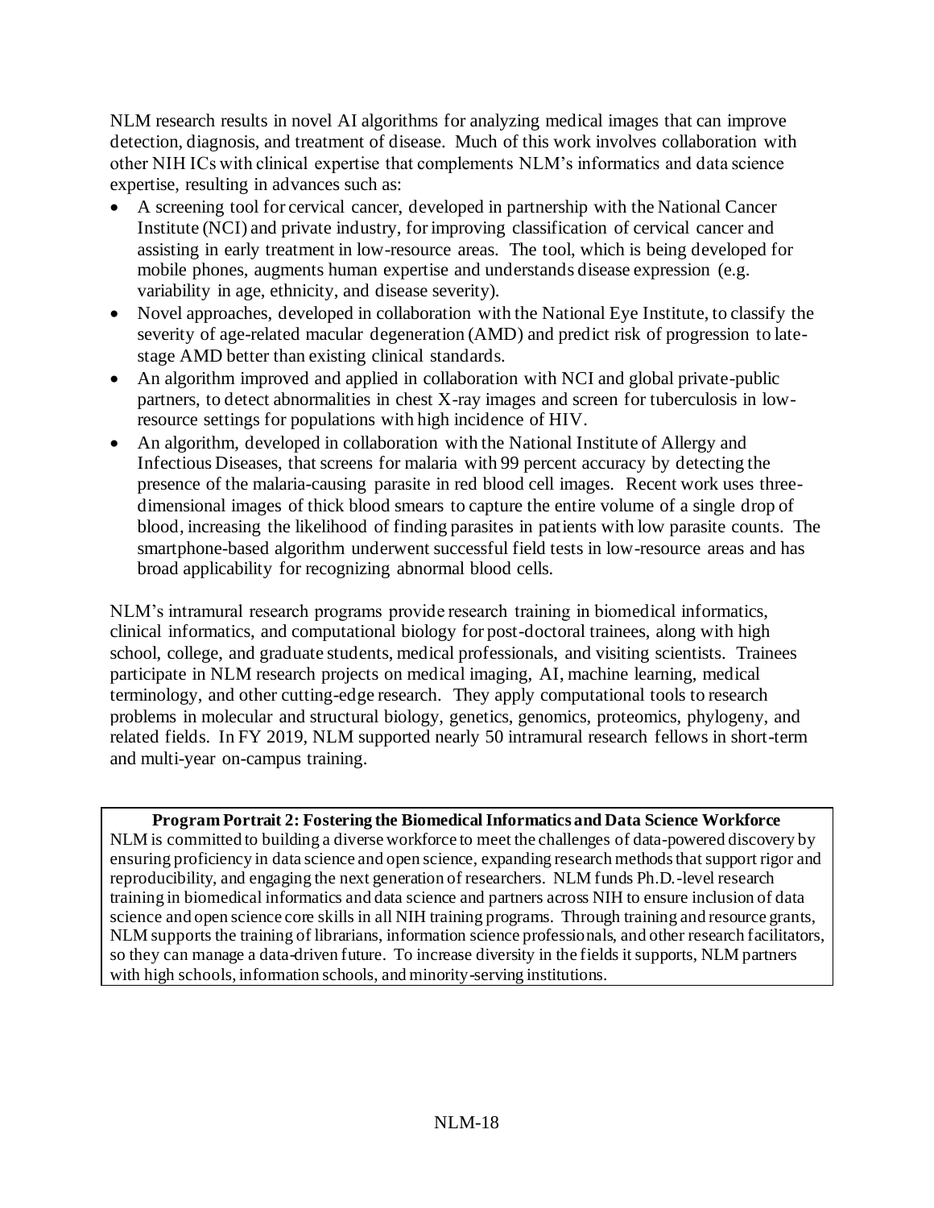NLM research results in novel AI algorithms for analyzing medical images that can improve detection, diagnosis, and treatment of disease. Much of this work involves collaboration with other NIH ICs with clinical expertise that complements NLM's informatics and data science expertise, resulting in advances such as:

- A screening tool for cervical cancer, developed in partnership with the National Cancer Institute (NCI) and private industry, for improving classification of cervical cancer and assisting in early treatment in low-resource areas. The tool, which is being developed for mobile phones, augments human expertise and understands disease expression (e.g. variability in age, ethnicity, and disease severity).
- Novel approaches, developed in collaboration with the National Eye Institute, to classify the severity of age-related macular degeneration (AMD) and predict risk of progression to late-stage AMD better than existing clinical standards.
- An algorithm improved and applied in collaboration with NCI and global private-public partners, to detect abnormalities in chest X-ray images and screen for tuberculosis in low-resource settings for populations with high incidence of HIV.
- An algorithm, developed in collaboration with the National Institute of Allergy and Infectious Diseases, that screens for malaria with 99 percent accuracy by detecting the presence of the malaria-causing parasite in red blood cell images. Recent work uses three-dimensional images of thick blood smears to capture the entire volume of a single drop of blood, increasing the likelihood of finding parasites in patients with low parasite counts. The smartphone-based algorithm underwent successful field tests in low-resource areas and has broad applicability for recognizing abnormal blood cells.

NLM's intramural research programs provide research training in biomedical informatics, clinical informatics, and computational biology for post-doctoral trainees, along with high school, college, and graduate students, medical professionals, and visiting scientists. Trainees participate in NLM research projects on medical imaging, AI, machine learning, medical terminology, and other cutting-edge research. They apply computational tools to research problems in molecular and structural biology, genetics, genomics, proteomics, phylogeny, and related fields. In FY 2019, NLM supported nearly 50 intramural research fellows in short-term and multi-year on-campus training.

**Program Portrait 2: Fostering the Biomedical Informatics and Data Science Workforce**

NLM is committed to building a diverse workforce to meet the challenges of data-powered discovery by ensuring proficiency in data science and open science, expanding research methods that support rigor and reproducibility, and engaging the next generation of researchers. NLM funds Ph.D.-level research training in biomedical informatics and data science and partners across NIH to ensure inclusion of data science and open science core skills in all NIH training programs. Through training and resource grants, NLM supports the training of librarians, information science professionals, and other research facilitators, so they can manage a data-driven future. To increase diversity in the fields it supports, NLM partners with high schools, information schools, and minority-serving institutions.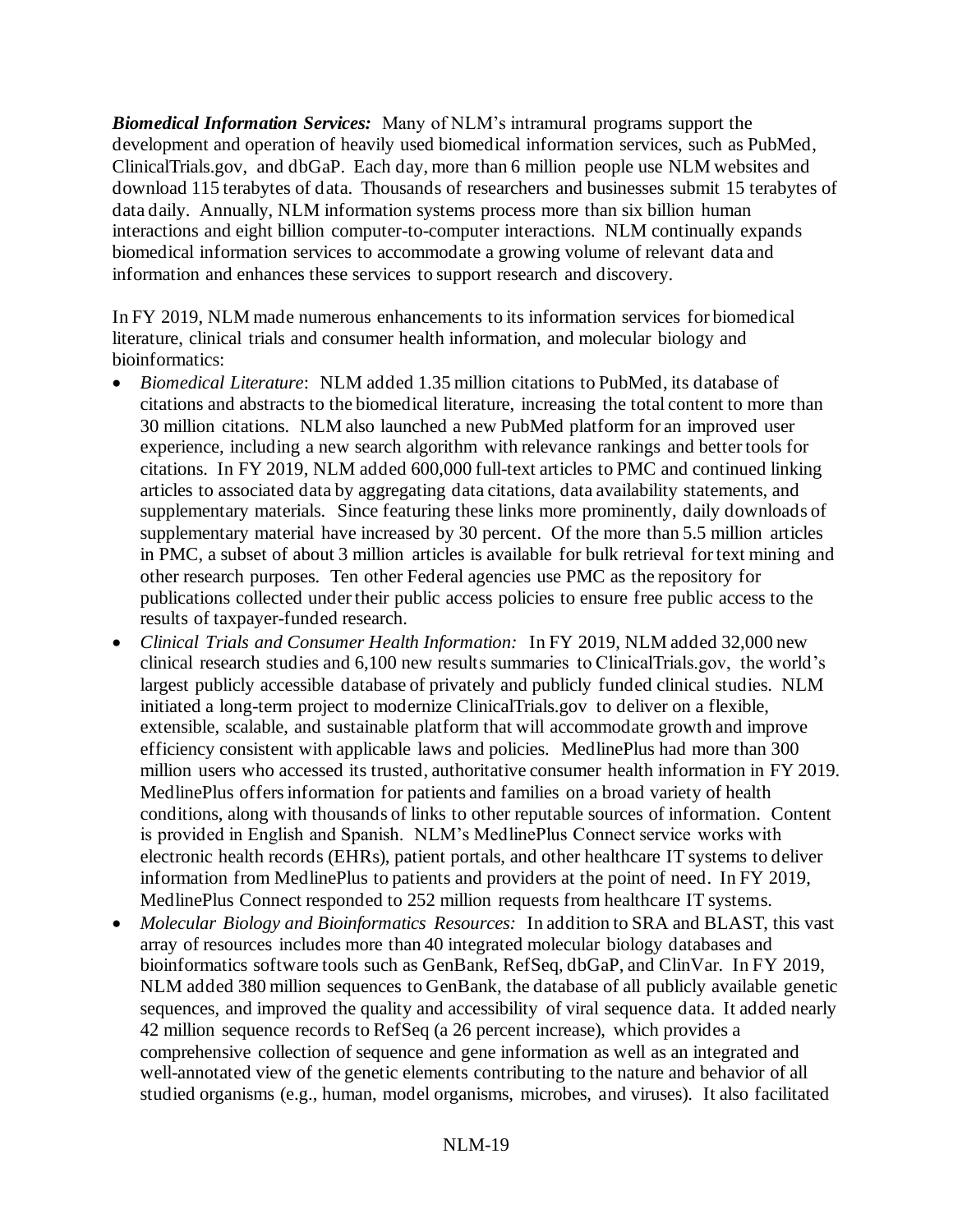***Biomedical Information Services:*** Many of NLM's intramural programs support the development and operation of heavily used biomedical information services, such as PubMed, ClinicalTrials.gov, and dbGaP. Each day, more than 6 million people use NLM websites and download 115 terabytes of data. Thousands of researchers and businesses submit 15 terabytes of data daily. Annually, NLM information systems process more than six billion human interactions and eight billion computer-to-computer interactions. NLM continually expands biomedical information services to accommodate a growing volume of relevant data and information and enhances these services to support research and discovery.

In FY 2019, NLM made numerous enhancements to its information services for biomedical literature, clinical trials and consumer health information, and molecular biology and bioinformatics:

- *Biomedical Literature*: NLM added 1.35 million citations to PubMed, its database of citations and abstracts to the biomedical literature, increasing the total content to more than 30 million citations. NLM also launched a new PubMed platform for an improved user experience, including a new search algorithm with relevance rankings and better tools for citations. In FY 2019, NLM added 600,000 full-text articles to PMC and continued linking articles to associated data by aggregating data citations, data availability statements, and supplementary materials. Since featuring these links more prominently, daily downloads of supplementary material have increased by 30 percent. Of the more than 5.5 million articles in PMC, a subset of about 3 million articles is available for bulk retrieval for text mining and other research purposes. Ten other Federal agencies use PMC as the repository for publications collected under their public access policies to ensure free public access to the results of taxpayer-funded research.
- *Clinical Trials and Consumer Health Information:* In FY 2019, NLM added 32,000 new clinical research studies and 6,100 new results summaries to ClinicalTrials.gov, the world's largest publicly accessible database of privately and publicly funded clinical studies. NLM initiated a long-term project to modernize ClinicalTrials.gov to deliver on a flexible, extensible, scalable, and sustainable platform that will accommodate growth and improve efficiency consistent with applicable laws and policies. MedlinePlus had more than 300 million users who accessed its trusted, authoritative consumer health information in FY 2019. MedlinePlus offers information for patients and families on a broad variety of health conditions, along with thousands of links to other reputable sources of information. Content is provided in English and Spanish. NLM's MedlinePlus Connect service works with electronic health records (EHRs), patient portals, and other healthcare IT systems to deliver information from MedlinePlus to patients and providers at the point of need. In FY 2019, MedlinePlus Connect responded to 252 million requests from healthcare IT systems.
- *Molecular Biology and Bioinformatics Resources:* In addition to SRA and BLAST, this vast array of resources includes more than 40 integrated molecular biology databases and bioinformatics software tools such as GenBank, RefSeq, dbGaP, and ClinVar. In FY 2019, NLM added 380 million sequences to GenBank, the database of all publicly available genetic sequences, and improved the quality and accessibility of viral sequence data. It added nearly 42 million sequence records to RefSeq (a 26 percent increase), which provides a comprehensive collection of sequence and gene information as well as an integrated and well-annotated view of the genetic elements contributing to the nature and behavior of all studied organisms (e.g., human, model organisms, microbes, and viruses). It also facilitated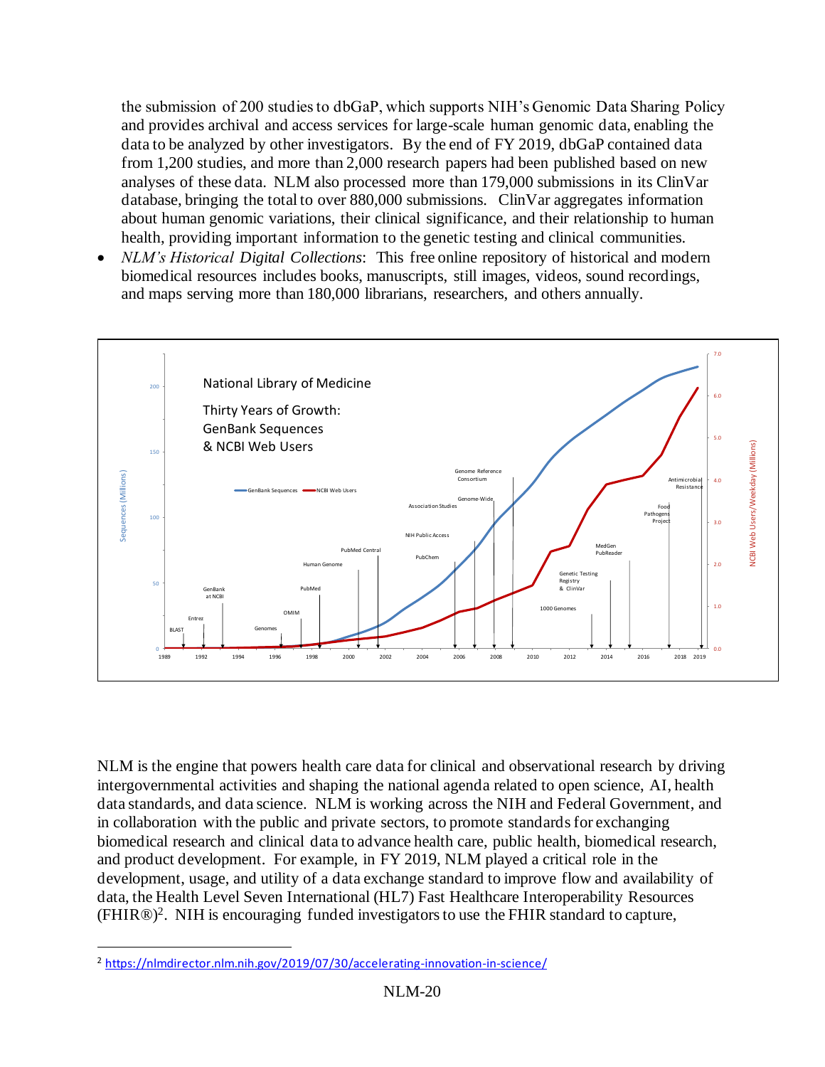the submission of 200 studies to dbGaP, which supports NIH's Genomic Data Sharing Policy and provides archival and access services for large-scale human genomic data, enabling the data to be analyzed by other investigators. By the end of FY 2019, dbGaP contained data from 1,200 studies, and more than 2,000 research papers had been published based on new analyses of these data. NLM also processed more than 179,000 submissions in its ClinVar database, bringing the total to over 880,000 submissions. ClinVar aggregates information about human genomic variations, their clinical significance, and their relationship to human health, providing important information to the genetic testing and clinical communities.

- *NLM's Historical Digital Collections*: This free online repository of historical and modern biomedical resources includes books, manuscripts, still images, videos, sound recordings, and maps serving more than 180,000 librarians, researchers, and others annually.

NLM is the engine that powers health care data for clinical and observational research by driving intergovernmental activities and shaping the national agenda related to open science, AI, health data standards, and data science. NLM is working across the NIH and Federal Government, and in collaboration with the public and private sectors, to promote standards for exchanging biomedical research and clinical data to advance health care, public health, biomedical research, and product development. For example, in FY 2019, NLM played a critical role in the development, usage, and utility of a data exchange standard to improve flow and availability of data, the Health Level Seven International (HL7) Fast Healthcare Interoperability Resources (FHIR®)[2]. NIH is encouraging funded investigators to use the FHIR standard to capture,

[2] https://nlmdirector.nlm.nih.gov/2019/07/30/accelerating-innovation-in-science/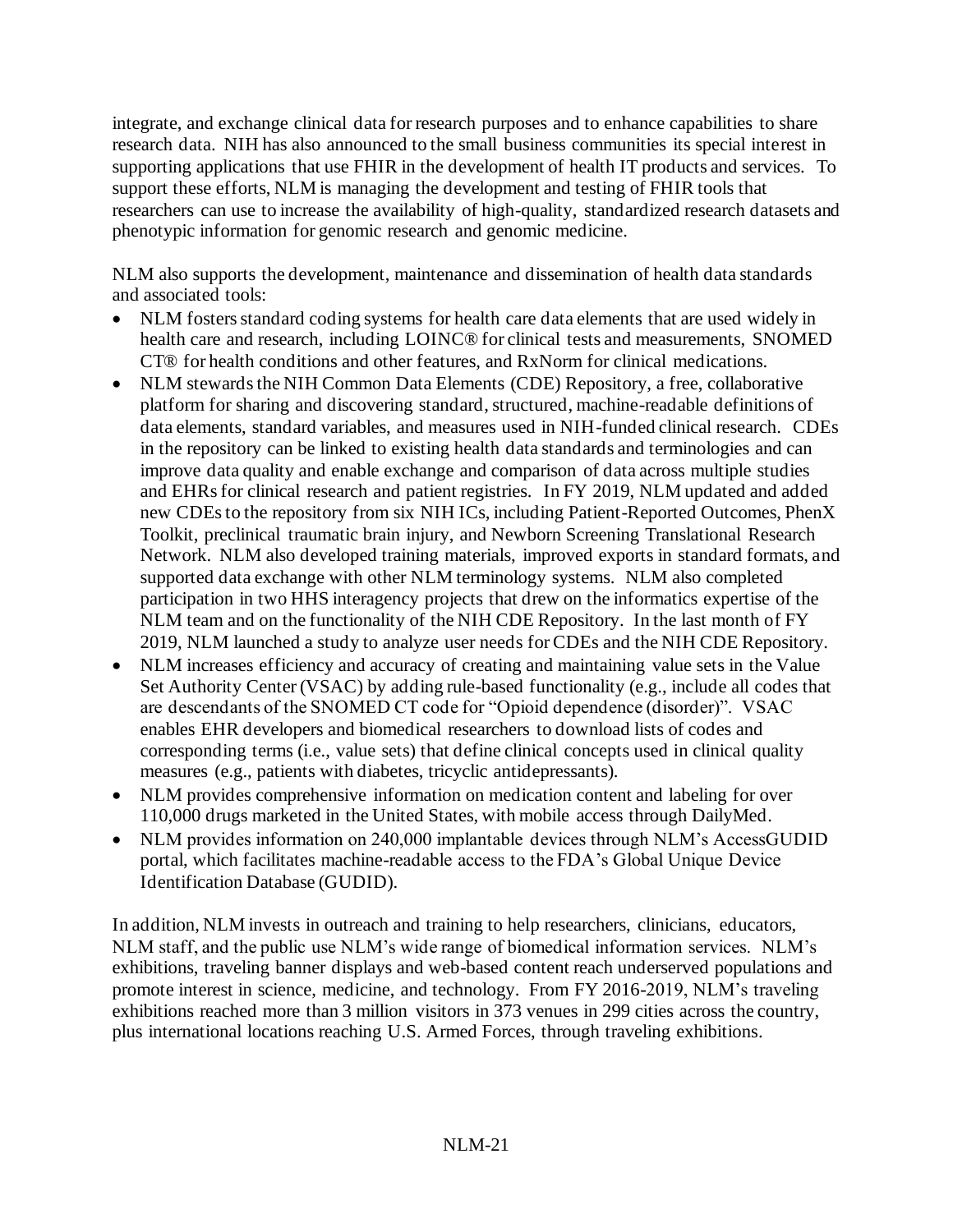integrate, and exchange clinical data for research purposes and to enhance capabilities to share research data. NIH has also announced to the small business communities its special interest in supporting applications that use FHIR in the development of health IT products and services. To support these efforts, NLM is managing the development and testing of FHIR tools that researchers can use to increase the availability of high-quality, standardized research datasets and phenotypic information for genomic research and genomic medicine.

NLM also supports the development, maintenance and dissemination of health data standards and associated tools:

- NLM fosters standard coding systems for health care data elements that are used widely in health care and research, including LOINC® for clinical tests and measurements, SNOMED CT® for health conditions and other features, and RxNorm for clinical medications.
- NLM stewards the NIH Common Data Elements (CDE) Repository, a free, collaborative platform for sharing and discovering standard, structured, machine-readable definitions of data elements, standard variables, and measures used in NIH-funded clinical research. CDEs in the repository can be linked to existing health data standards and terminologies and can improve data quality and enable exchange and comparison of data across multiple studies and EHRs for clinical research and patient registries. In FY 2019, NLM updated and added new CDEs to the repository from six NIH ICs, including Patient-Reported Outcomes, PhenX Toolkit, preclinical traumatic brain injury, and Newborn Screening Translational Research Network. NLM also developed training materials, improved exports in standard formats, and supported data exchange with other NLM terminology systems. NLM also completed participation in two HHS interagency projects that drew on the informatics expertise of the NLM team and on the functionality of the NIH CDE Repository. In the last month of FY 2019, NLM launched a study to analyze user needs for CDEs and the NIH CDE Repository.
- NLM increases efficiency and accuracy of creating and maintaining value sets in the Value Set Authority Center (VSAC) by adding rule-based functionality (e.g., include all codes that are descendants of the SNOMED CT code for "Opioid dependence (disorder)". VSAC enables EHR developers and biomedical researchers to download lists of codes and corresponding terms (i.e., value sets) that define clinical concepts used in clinical quality measures (e.g., patients with diabetes, tricyclic antidepressants).
- NLM provides comprehensive information on medication content and labeling for over 110,000 drugs marketed in the United States, with mobile access through DailyMed.
- NLM provides information on 240,000 implantable devices through NLM's AccessGUDID portal, which facilitates machine-readable access to the FDA's Global Unique Device Identification Database (GUDID).

In addition, NLM invests in outreach and training to help researchers, clinicians, educators, NLM staff, and the public use NLM's wide range of biomedical information services. NLM's exhibitions, traveling banner displays and web-based content reach underserved populations and promote interest in science, medicine, and technology. From FY 2016-2019, NLM's traveling exhibitions reached more than 3 million visitors in 373 venues in 299 cities across the country, plus international locations reaching U.S. Armed Forces, through traveling exhibitions.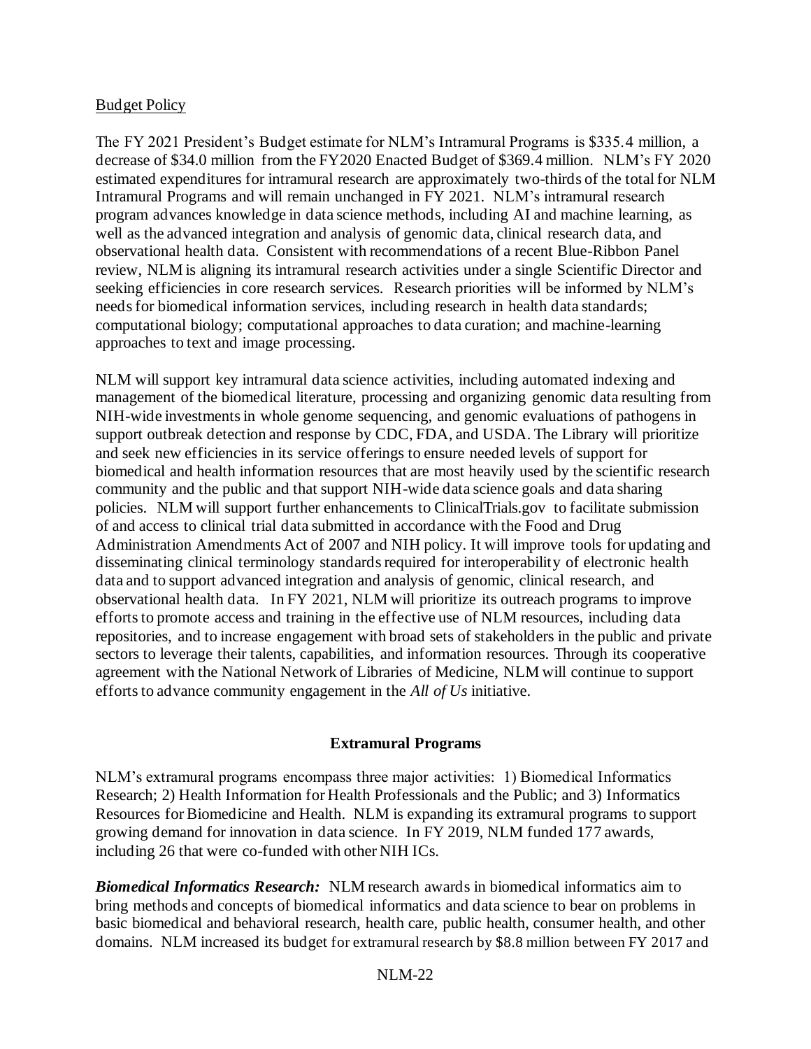Budget Policy

The FY 2021 President's Budget estimate for NLM's Intramural Programs is $335.4 million, a decrease of $34.0 million from the FY2020 Enacted Budget of $369.4 million. NLM's FY 2020 estimated expenditures for intramural research are approximately two-thirds of the total for NLM Intramural Programs and will remain unchanged in FY 2021. NLM's intramural research program advances knowledge in data science methods, including AI and machine learning, as well as the advanced integration and analysis of genomic data, clinical research data, and observational health data. Consistent with recommendations of a recent Blue-Ribbon Panel review, NLM is aligning its intramural research activities under a single Scientific Director and seeking efficiencies in core research services. Research priorities will be informed by NLM's needs for biomedical information services, including research in health data standards; computational biology; computational approaches to data curation; and machine-learning approaches to text and image processing.

NLM will support key intramural data science activities, including automated indexing and management of the biomedical literature, processing and organizing genomic data resulting from NIH-wide investments in whole genome sequencing, and genomic evaluations of pathogens in support outbreak detection and response by CDC, FDA, and USDA. The Library will prioritize and seek new efficiencies in its service offerings to ensure needed levels of support for biomedical and health information resources that are most heavily used by the scientific research community and the public and that support NIH-wide data science goals and data sharing policies. NLM will support further enhancements to ClinicalTrials.gov to facilitate submission of and access to clinical trial data submitted in accordance with the Food and Drug Administration Amendments Act of 2007 and NIH policy. It will improve tools for updating and disseminating clinical terminology standards required for interoperability of electronic health data and to support advanced integration and analysis of genomic, clinical research, and observational health data. In FY 2021, NLM will prioritize its outreach programs to improve efforts to promote access and training in the effective use of NLM resources, including data repositories, and to increase engagement with broad sets of stakeholders in the public and private sectors to leverage their talents, capabilities, and information resources. Through its cooperative agreement with the National Network of Libraries of Medicine, NLM will continue to support efforts to advance community engagement in the *All of Us* initiative.

## Extramural Programs

NLM's extramural programs encompass three major activities: 1) Biomedical Informatics Research; 2) Health Information for Health Professionals and the Public; and 3) Informatics Resources for Biomedicine and Health. NLM is expanding its extramural programs to support growing demand for innovation in data science. In FY 2019, NLM funded 177 awards, including 26 that were co-funded with other NIH ICs.

***Biomedical Informatics Research:*** NLM research awards in biomedical informatics aim to bring methods and concepts of biomedical informatics and data science to bear on problems in basic biomedical and behavioral research, health care, public health, consumer health, and other domains. NLM increased its budget for extramural research by $8.8 million between FY 2017 and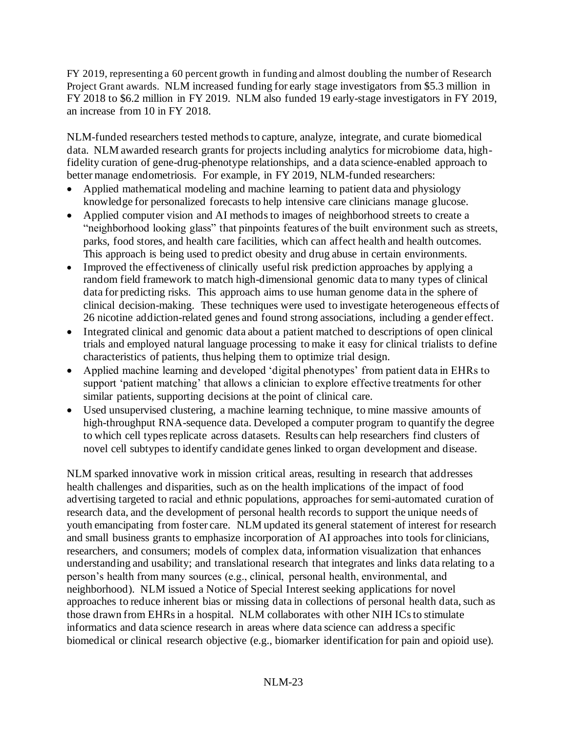FY 2019, representing a 60 percent growth in funding and almost doubling the number of Research Project Grant awards. NLM increased funding for early stage investigators from $5.3 million in FY 2018 to $6.2 million in FY 2019. NLM also funded 19 early-stage investigators in FY 2019, an increase from 10 in FY 2018.

NLM-funded researchers tested methods to capture, analyze, integrate, and curate biomedical data. NLM awarded research grants for projects including analytics for microbiome data, high-fidelity curation of gene-drug-phenotype relationships, and a data science-enabled approach to better manage endometriosis. For example, in FY 2019, NLM-funded researchers:

- Applied mathematical modeling and machine learning to patient data and physiology knowledge for personalized forecasts to help intensive care clinicians manage glucose.
- Applied computer vision and AI methods to images of neighborhood streets to create a "neighborhood looking glass" that pinpoints features of the built environment such as streets, parks, food stores, and health care facilities, which can affect health and health outcomes. This approach is being used to predict obesity and drug abuse in certain environments.
- Improved the effectiveness of clinically useful risk prediction approaches by applying a random field framework to match high-dimensional genomic data to many types of clinical data for predicting risks. This approach aims to use human genome data in the sphere of clinical decision-making. These techniques were used to investigate heterogeneous effects of 26 nicotine addiction-related genes and found strong associations, including a gender effect.
- Integrated clinical and genomic data about a patient matched to descriptions of open clinical trials and employed natural language processing to make it easy for clinical trialists to define characteristics of patients, thus helping them to optimize trial design.
- Applied machine learning and developed 'digital phenotypes' from patient data in EHRs to support 'patient matching' that allows a clinician to explore effective treatments for other similar patients, supporting decisions at the point of clinical care.
- Used unsupervised clustering, a machine learning technique, to mine massive amounts of high-throughput RNA-sequence data. Developed a computer program to quantify the degree to which cell types replicate across datasets. Results can help researchers find clusters of novel cell subtypes to identify candidate genes linked to organ development and disease.

NLM sparked innovative work in mission critical areas, resulting in research that addresses health challenges and disparities, such as on the health implications of the impact of food advertising targeted to racial and ethnic populations, approaches for semi-automated curation of research data, and the development of personal health records to support the unique needs of youth emancipating from foster care. NLM updated its general statement of interest for research and small business grants to emphasize incorporation of AI approaches into tools for clinicians, researchers, and consumers; models of complex data, information visualization that enhances understanding and usability; and translational research that integrates and links data relating to a person's health from many sources (e.g., clinical, personal health, environmental, and neighborhood). NLM issued a Notice of Special Interest seeking applications for novel approaches to reduce inherent bias or missing data in collections of personal health data, such as those drawn from EHRs in a hospital. NLM collaborates with other NIH ICs to stimulate informatics and data science research in areas where data science can address a specific biomedical or clinical research objective (e.g., biomarker identification for pain and opioid use).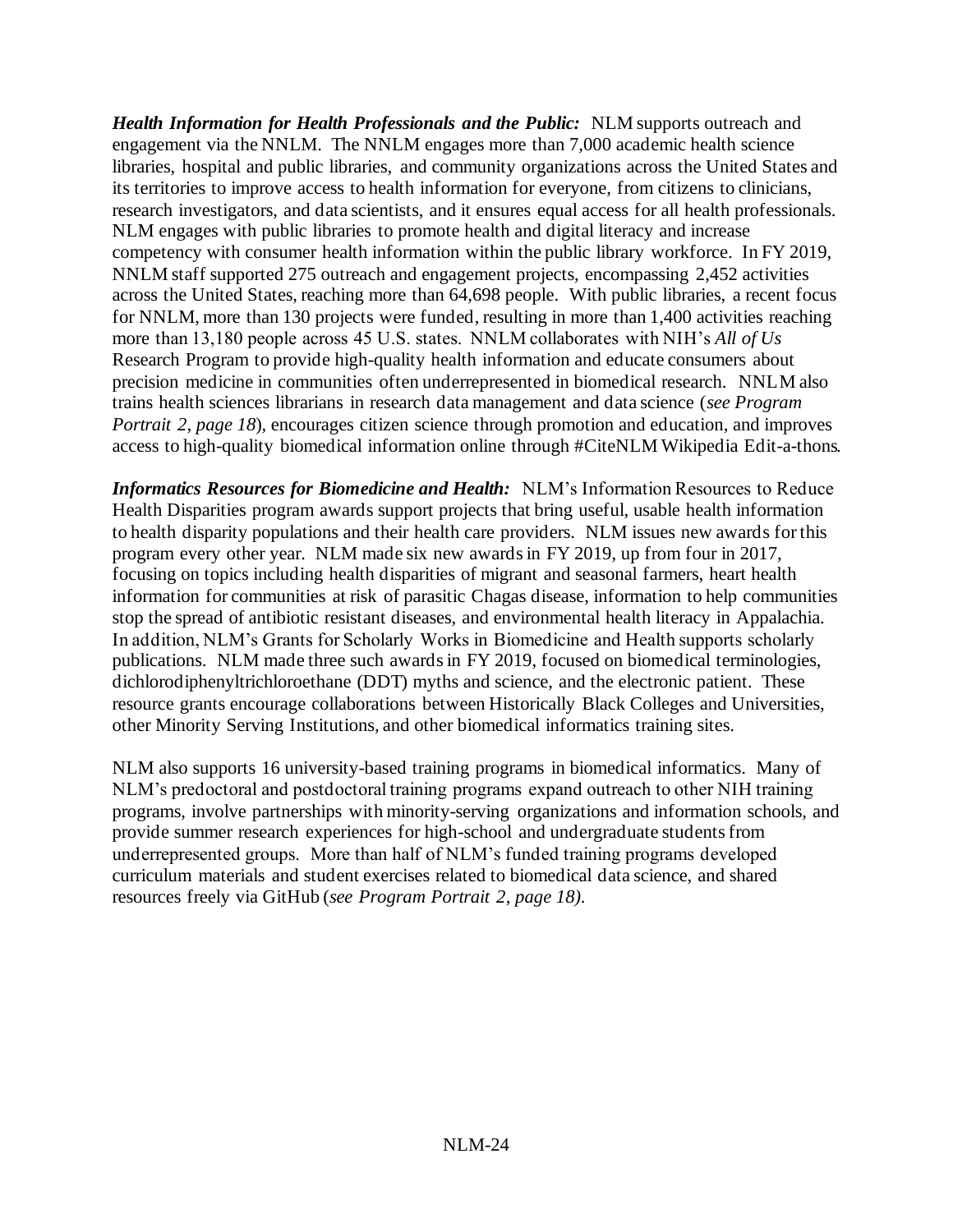***Health Information for Health Professionals and the Public:*** NLM supports outreach and engagement via the NNLM. The NNLM engages more than 7,000 academic health science libraries, hospital and public libraries, and community organizations across the United States and its territories to improve access to health information for everyone, from citizens to clinicians, research investigators, and data scientists, and it ensures equal access for all health professionals. NLM engages with public libraries to promote health and digital literacy and increase competency with consumer health information within the public library workforce. In FY 2019, NNLM staff supported 275 outreach and engagement projects, encompassing 2,452 activities across the United States, reaching more than 64,698 people. With public libraries, a recent focus for NNLM, more than 130 projects were funded, resulting in more than 1,400 activities reaching more than 13,180 people across 45 U.S. states. NNLM collaborates with NIH's *All of Us* Research Program to provide high-quality health information and educate consumers about precision medicine in communities often underrepresented in biomedical research. NNLM also trains health sciences librarians in research data management and data science (*see Program Portrait 2, page 18*), encourages citizen science through promotion and education, and improves access to high-quality biomedical information online through #CiteNLM Wikipedia Edit-a-thons.

***Informatics Resources for Biomedicine and Health:*** NLM's Information Resources to Reduce Health Disparities program awards support projects that bring useful, usable health information to health disparity populations and their health care providers. NLM issues new awards for this program every other year. NLM made six new awards in FY 2019, up from four in 2017, focusing on topics including health disparities of migrant and seasonal farmers, heart health information for communities at risk of parasitic Chagas disease, information to help communities stop the spread of antibiotic resistant diseases, and environmental health literacy in Appalachia. In addition, NLM's Grants for Scholarly Works in Biomedicine and Health supports scholarly publications. NLM made three such awards in FY 2019, focused on biomedical terminologies, dichlorodiphenyltrichloroethane (DDT) myths and science, and the electronic patient. These resource grants encourage collaborations between Historically Black Colleges and Universities, other Minority Serving Institutions, and other biomedical informatics training sites.

NLM also supports 16 university-based training programs in biomedical informatics. Many of NLM's predoctoral and postdoctoral training programs expand outreach to other NIH training programs, involve partnerships with minority-serving organizations and information schools, and provide summer research experiences for high-school and undergraduate students from underrepresented groups. More than half of NLM's funded training programs developed curriculum materials and student exercises related to biomedical data science, and shared resources freely via GitHub (*see Program Portrait 2, page 18).*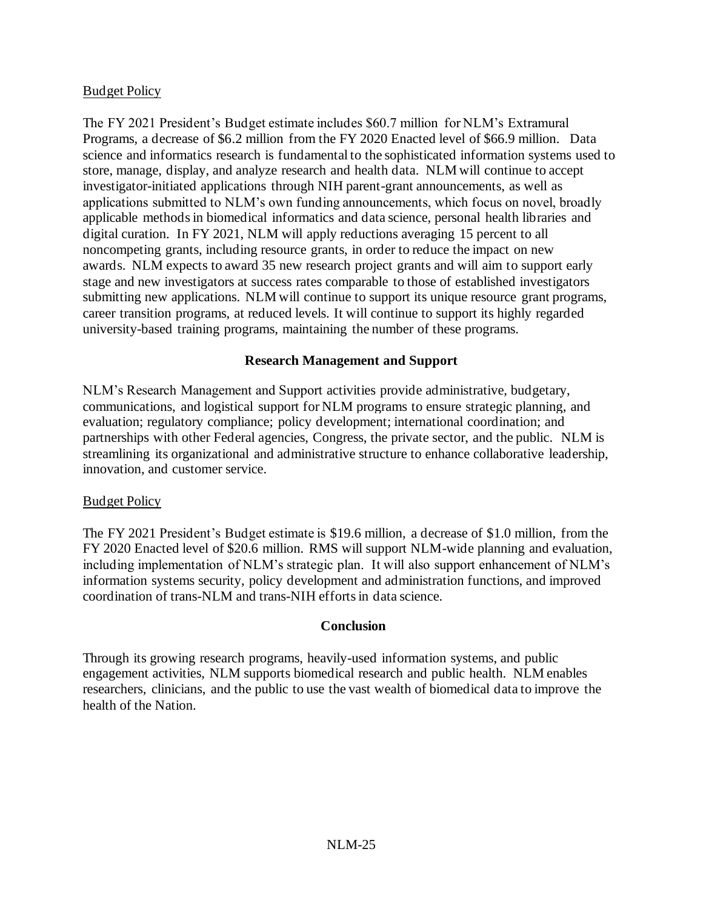Budget Policy

The FY 2021 President's Budget estimate includes $60.7 million for NLM's Extramural Programs, a decrease of $6.2 million from the FY 2020 Enacted level of $66.9 million. Data science and informatics research is fundamental to the sophisticated information systems used to store, manage, display, and analyze research and health data. NLM will continue to accept investigator-initiated applications through NIH parent-grant announcements, as well as applications submitted to NLM's own funding announcements, which focus on novel, broadly applicable methods in biomedical informatics and data science, personal health libraries and digital curation. In FY 2021, NLM will apply reductions averaging 15 percent to all noncompeting grants, including resource grants, in order to reduce the impact on new awards. NLM expects to award 35 new research project grants and will aim to support early stage and new investigators at success rates comparable to those of established investigators submitting new applications. NLM will continue to support its unique resource grant programs, career transition programs, at reduced levels. It will continue to support its highly regarded university-based training programs, maintaining the number of these programs.

## Research Management and Support

NLM's Research Management and Support activities provide administrative, budgetary, communications, and logistical support for NLM programs to ensure strategic planning, and evaluation; regulatory compliance; policy development; international coordination; and partnerships with other Federal agencies, Congress, the private sector, and the public. NLM is streamlining its organizational and administrative structure to enhance collaborative leadership, innovation, and customer service.

Budget Policy

The FY 2021 President's Budget estimate is $19.6 million, a decrease of $1.0 million, from the FY 2020 Enacted level of $20.6 million. RMS will support NLM-wide planning and evaluation, including implementation of NLM's strategic plan. It will also support enhancement of NLM's information systems security, policy development and administration functions, and improved coordination of trans-NLM and trans-NIH efforts in data science.

## Conclusion

Through its growing research programs, heavily-used information systems, and public engagement activities, NLM supports biomedical research and public health. NLM enables researchers, clinicians, and the public to use the vast wealth of biomedical data to improve the health of the Nation.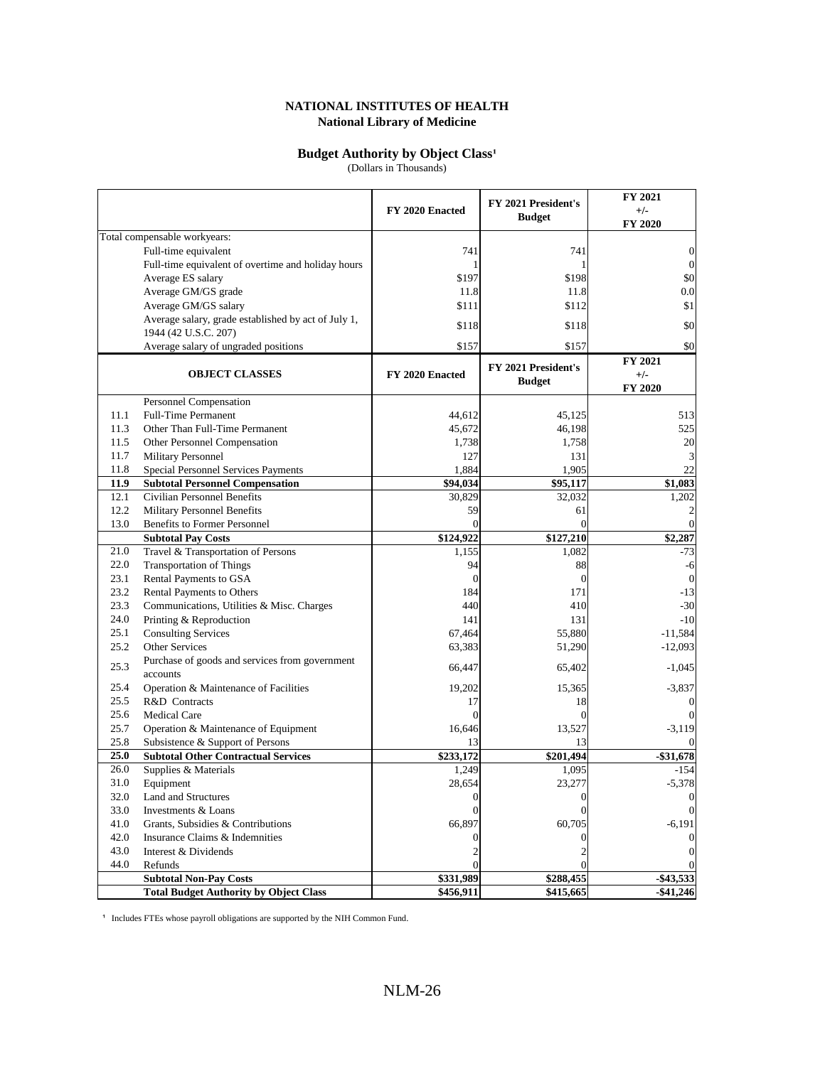**NATIONAL INSTITUTES OF HEALTH**
**National Library of Medicine**

**Budget Authority by Object Class[1]**
(Dollars in Thousands)

| | | FY 2020 Enacted | FY 2021 President's Budget | FY 2021 +/- FY 2020 |
|---|---|---|---|---|
| Total compensable workyears: | | | | |
| | Full-time equivalent | 741 | 741 | 0 |
| | Full-time equivalent of overtime and holiday hours | 1 | 1 | 0 |
| | Average ES salary | $197 | $198 | $0 |
| | Average GM/GS grade | 11.8 | 11.8 | 0.0 |
| | Average GM/GS salary | $111 | $112 | $1 |
| | Average salary, grade established by act of July 1, 1944 (42 U.S.C. 207) | $118 | $118 | $0 |
| | Average salary of ungraded positions | $157 | $157 | $0 |
| | **OBJECT CLASSES** | **FY 2020 Enacted** | **FY 2021 President's Budget** | **FY 2021 +/- FY 2020** |
| | Personnel Compensation | | | |
| 11.1 | Full-Time Permanent | 44,612 | 45,125 | 513 |
| 11.3 | Other Than Full-Time Permanent | 45,672 | 46,198 | 525 |
| 11.5 | Other Personnel Compensation | 1,738 | 1,758 | 20 |
| 11.7 | Military Personnel | 127 | 131 | 3 |
| 11.8 | Special Personnel Services Payments | 1,884 | 1,905 | 22 |
| **11.9** | **Subtotal Personnel Compensation** | **$94,034** | **$95,117** | **$1,083** |
| 12.1 | Civilian Personnel Benefits | 30,829 | 32,032 | 1,202 |
| 12.2 | Military Personnel Benefits | 59 | 61 | 2 |
| 13.0 | Benefits to Former Personnel | 0 | 0 | 0 |
| | **Subtotal Pay Costs** | **$124,922** | **$127,210** | **$2,287** |
| 21.0 | Travel & Transportation of Persons | 1,155 | 1,082 | -73 |
| 22.0 | Transportation of Things | 94 | 88 | -6 |
| 23.1 | Rental Payments to GSA | 0 | 0 | 0 |
| 23.2 | Rental Payments to Others | 184 | 171 | -13 |
| 23.3 | Communications, Utilities & Misc. Charges | 440 | 410 | -30 |
| 24.0 | Printing & Reproduction | 141 | 131 | -10 |
| 25.1 | Consulting Services | 67,464 | 55,880 | -11,584 |
| 25.2 | Other Services | 63,383 | 51,290 | -12,093 |
| 25.3 | Purchase of goods and services from government accounts | 66,447 | 65,402 | -1,045 |
| 25.4 | Operation & Maintenance of Facilities | 19,202 | 15,365 | -3,837 |
| 25.5 | R&D Contracts | 17 | 18 | 0 |
| 25.6 | Medical Care | 0 | 0 | 0 |
| 25.7 | Operation & Maintenance of Equipment | 16,646 | 13,527 | -3,119 |
| 25.8 | Subsistence & Support of Persons | 13 | 13 | 0 |
| **25.0** | **Subtotal Other Contractual Services** | **$233,172** | **$201,494** | **-$31,678** |
| 26.0 | Supplies & Materials | 1,249 | 1,095 | -154 |
| 31.0 | Equipment | 28,654 | 23,277 | -5,378 |
| 32.0 | Land and Structures | 0 | 0 | 0 |
| 33.0 | Investments & Loans | 0 | 0 | 0 |
| 41.0 | Grants, Subsidies & Contributions | 66,897 | 60,705 | -6,191 |
| 42.0 | Insurance Claims & Indemnities | 0 | 0 | 0 |
| 43.0 | Interest & Dividends | 2 | 2 | 0 |
| 44.0 | Refunds | 0 | 0 | 0 |
| | **Subtotal Non-Pay Costs** | **$331,989** | **$288,455** | **-$43,533** |
| | **Total Budget Authority by Object Class** | **$456,911** | **$415,665** | **-$41,246** |

[1] Includes FTEs whose payroll obligations are supported by the NIH Common Fund.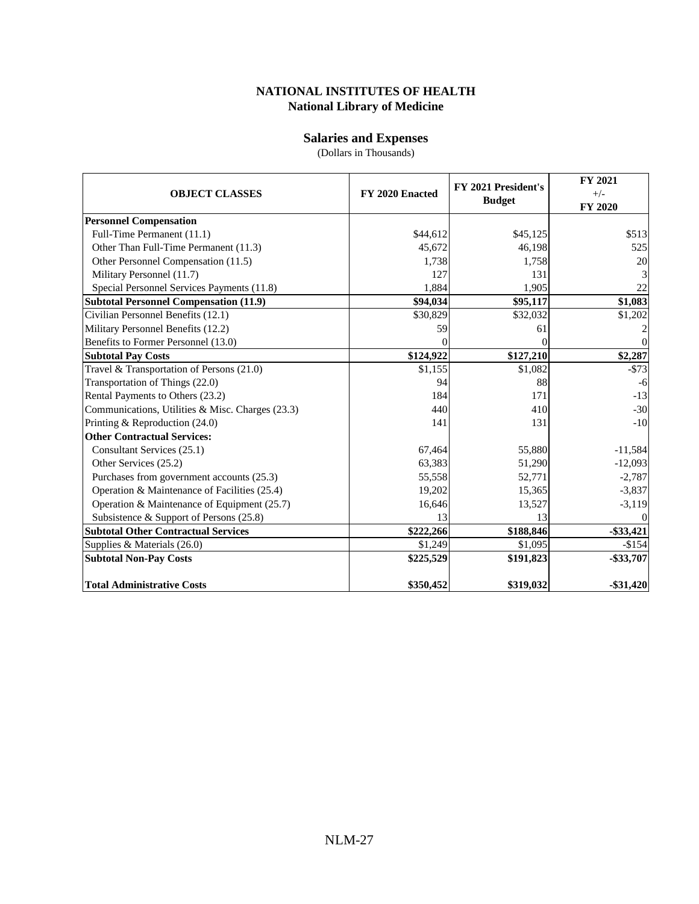# NATIONAL INSTITUTES OF HEALTH
## National Library of Medicine

### Salaries and Expenses

(Dollars in Thousands)

| OBJECT CLASSES | FY 2020 Enacted | FY 2021 President's Budget | FY 2021 +/- FY 2020 |
|---|---|---|---|
| **Personnel Compensation** | | | |
| Full-Time Permanent (11.1) | $44,612 | $45,125 | $513 |
| Other Than Full-Time Permanent (11.3) | 45,672 | 46,198 | 525 |
| Other Personnel Compensation (11.5) | 1,738 | 1,758 | 20 |
| Military Personnel (11.7) | 127 | 131 | 3 |
| Special Personnel Services Payments (11.8) | 1,884 | 1,905 | 22 |
| **Subtotal Personnel Compensation (11.9)** | **$94,034** | **$95,117** | **$1,083** |
| Civilian Personnel Benefits (12.1) | $30,829 | $32,032 | $1,202 |
| Military Personnel Benefits (12.2) | 59 | 61 | 2 |
| Benefits to Former Personnel (13.0) | 0 | 0 | 0 |
| **Subtotal Pay Costs** | **$124,922** | **$127,210** | **$2,287** |
| Travel & Transportation of Persons (21.0) | $1,155 | $1,082 | -$73 |
| Transportation of Things (22.0) | 94 | 88 | -6 |
| Rental Payments to Others (23.2) | 184 | 171 | -13 |
| Communications, Utilities & Misc. Charges (23.3) | 440 | 410 | -30 |
| Printing & Reproduction (24.0) | 141 | 131 | -10 |
| **Other Contractual Services:** | | | |
| Consultant Services (25.1) | 67,464 | 55,880 | -11,584 |
| Other Services (25.2) | 63,383 | 51,290 | -12,093 |
| Purchases from government accounts (25.3) | 55,558 | 52,771 | -2,787 |
| Operation & Maintenance of Facilities (25.4) | 19,202 | 15,365 | -3,837 |
| Operation & Maintenance of Equipment (25.7) | 16,646 | 13,527 | -3,119 |
| Subsistence & Support of Persons (25.8) | 13 | 13 | 0 |
| **Subtotal Other Contractual Services** | **$222,266** | **$188,846** | **-$33,421** |
| Supplies & Materials (26.0) | $1,249 | $1,095 | -$154 |
| **Subtotal Non-Pay Costs** | **$225,529** | **$191,823** | **-$33,707** |
| **Total Administrative Costs** | **$350,452** | **$319,032** | **-$31,420** |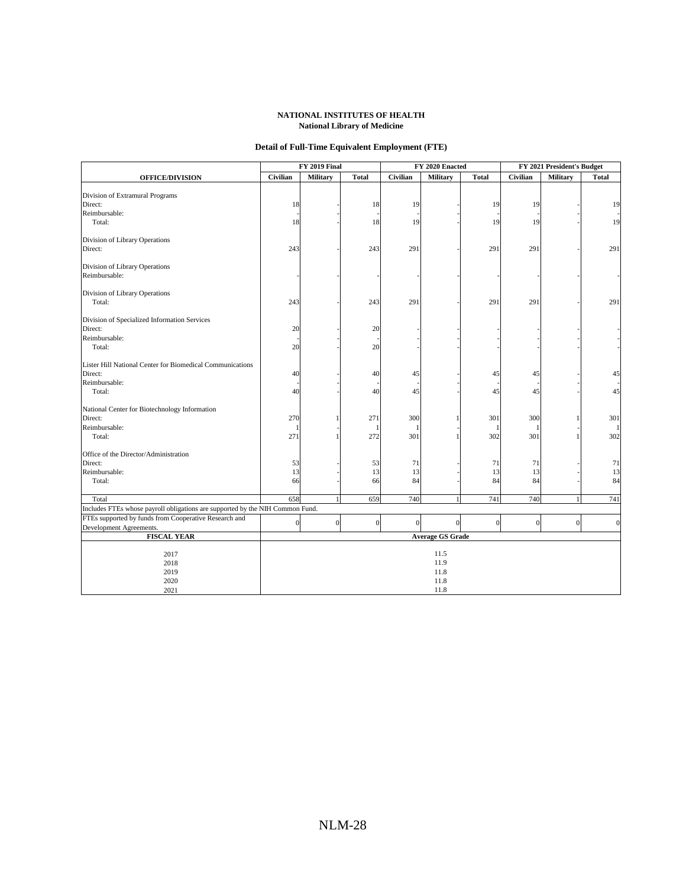**NATIONAL INSTITUTES OF HEALTH**
**National Library of Medicine**

**Detail of Full-Time Equivalent Employment (FTE)**

| OFFICE/DIVISION | FY 2019 Final | | | FY 2020 Enacted | | | FY 2021 President's Budget | | |
|---|---|---|---|---|---|---|---|---|---|
| | Civilian | Military | Total | Civilian | Military | Total | Civilian | Military | Total |
| **Division of Extramural Programs** | | | | | | | | | |
| Direct: | 18 | - | 18 | 19 | - | 19 | 19 | - | 19 |
| Reimbursable: | - | - | - | - | - | - | - | - | - |
| Total: | 18 | - | 18 | 19 | - | 19 | 19 | - | 19 |
| **Division of Library Operations** | | | | | | | | | |
| Direct: | 243 | - | 243 | 291 | - | 291 | 291 | - | 291 |
| **Division of Library Operations** | | | | | | | | | |
| Reimbursable: | - | - | - | - | - | - | - | - | - |
| **Division of Library Operations** | | | | | | | | | |
| Total: | 243 | - | 243 | 291 | - | 291 | 291 | - | 291 |
| **Division of Specialized Information Services** | | | | | | | | | |
| Direct: | 20 | - | 20 | - | - | - | - | - | - |
| Reimbursable: | - | - | - | - | - | - | - | - | - |
| Total: | 20 | - | 20 | - | - | - | - | - | - |
| **Lister Hill National Center for Biomedical Communications** | | | | | | | | | |
| Direct: | 40 | - | 40 | 45 | - | 45 | 45 | - | 45 |
| Reimbursable: | - | - | - | - | - | - | - | - | - |
| Total: | 40 | - | 40 | 45 | - | 45 | 45 | - | 45 |
| **National Center for Biotechnology Information** | | | | | | | | | |
| Direct: | 270 | 1 | 271 | 300 | 1 | 301 | 300 | 1 | 301 |
| Reimbursable: | 1 | - | 1 | 1 | - | 1 | 1 | - | 1 |
| Total: | 271 | 1 | 272 | 301 | 1 | 302 | 301 | 1 | 302 |
| **Office of the Director/Administration** | | | | | | | | | |
| Direct: | 53 | - | 53 | 71 | - | 71 | 71 | - | 71 |
| Reimbursable: | 13 | - | 13 | 13 | - | 13 | 13 | - | 13 |
| Total: | 66 | - | 66 | 84 | - | 84 | 84 | - | 84 |
| Total | 658 | 1 | 659 | 740 | 1 | 741 | 740 | 1 | 741 |
| Includes FTEs whose payroll obligations are supported by the NIH Common Fund. | | | | | | | | | |
| FTEs supported by funds from Cooperative Research and Development Agreements. | 0 | 0 | 0 | 0 | 0 | 0 | 0 | 0 | 0 |

| FISCAL YEAR | Average GS Grade |
|---|---|
| 2017 | 11.5 |
| 2018 | 11.9 |
| 2019 | 11.8 |
| 2020 | 11.8 |
| 2021 | 11.8 |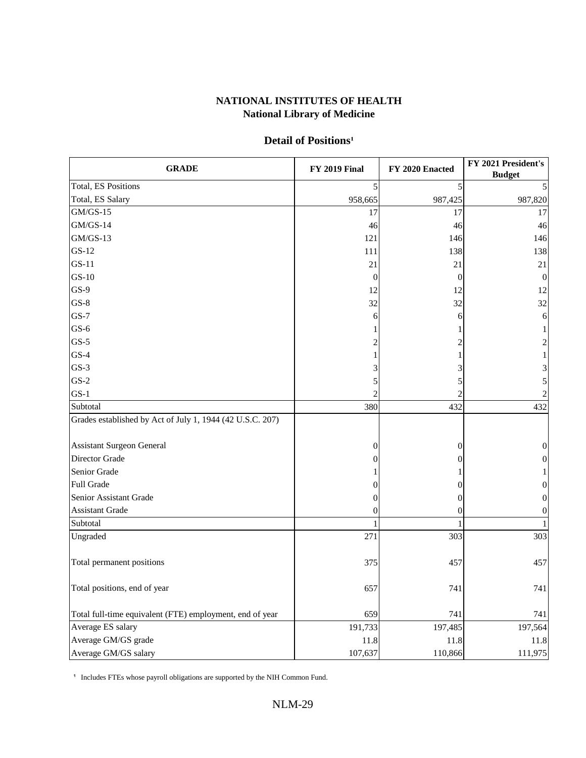**NATIONAL INSTITUTES OF HEALTH**
**National Library of Medicine**

## Detail of Positions[1]

| GRADE | FY 2019 Final | FY 2020 Enacted | FY 2021 President's Budget |
|---|---|---|---|
| Total, ES Positions | 5 | 5 | 5 |
| Total, ES Salary | 958,665 | 987,425 | 987,820 |
| GM/GS-15 | 17 | 17 | 17 |
| GM/GS-14 | 46 | 46 | 46 |
| GM/GS-13 | 121 | 146 | 146 |
| GS-12 | 111 | 138 | 138 |
| GS-11 | 21 | 21 | 21 |
| GS-10 | 0 | 0 | 0 |
| GS-9 | 12 | 12 | 12 |
| GS-8 | 32 | 32 | 32 |
| GS-7 | 6 | 6 | 6 |
| GS-6 | 1 | 1 | 1 |
| GS-5 | 2 | 2 | 2 |
| GS-4 | 1 | 1 | 1 |
| GS-3 | 3 | 3 | 3 |
| GS-2 | 5 | 5 | 5 |
| GS-1 | 2 | 2 | 2 |
| Subtotal | 380 | 432 | 432 |
| Grades established by Act of July 1, 1944 (42 U.S.C. 207) | | | |
| Assistant Surgeon General | 0 | 0 | 0 |
| Director Grade | 0 | 0 | 0 |
| Senior Grade | 1 | 1 | 1 |
| Full Grade | 0 | 0 | 0 |
| Senior Assistant Grade | 0 | 0 | 0 |
| Assistant Grade | 0 | 0 | 0 |
| Subtotal | 1 | 1 | 1 |
| Ungraded | 271 | 303 | 303 |
| Total permanent positions | 375 | 457 | 457 |
| Total positions, end of year | 657 | 741 | 741 |
| Total full-time equivalent (FTE) employment, end of year | 659 | 741 | 741 |
| Average ES salary | 191,733 | 197,485 | 197,564 |
| Average GM/GS grade | 11.8 | 11.8 | 11.8 |
| Average GM/GS salary | 107,637 | 110,866 | 111,975 |

[1] Includes FTEs whose payroll obligations are supported by the NIH Common Fund.